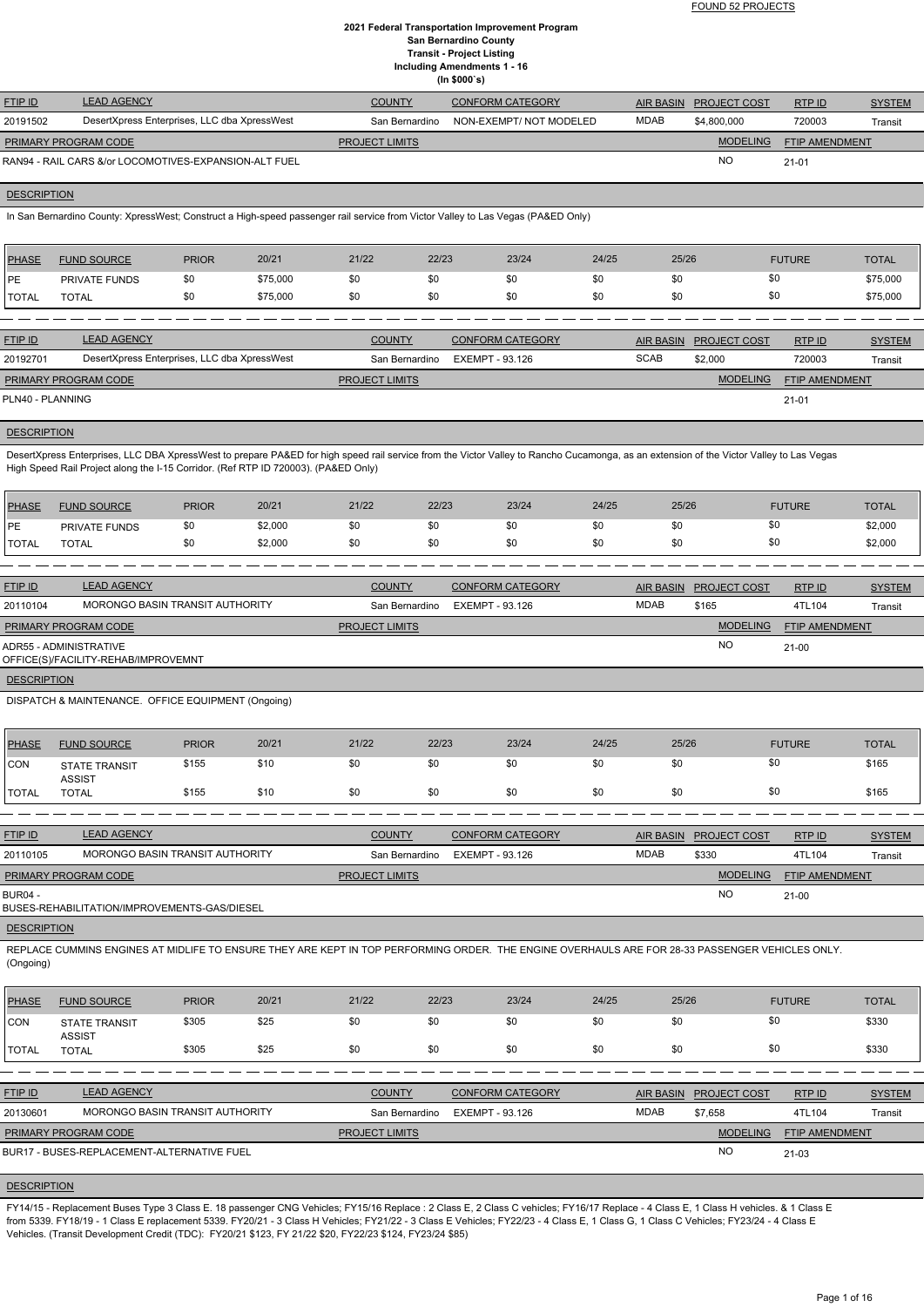FOUND 52 PROJECTS

# 2021 Federal Transportation Improvement Program
## San Bernardino County
## Transit - Project Listing
## Including Amendments 1 - 16
## (In $000`s)

| FTIP ID | LEAD AGENCY | COUNTY | CONFORM CATEGORY | AIR BASIN | PROJECT COST | RTP ID | SYSTEM |
|---|---|---|---|---|---|---|---|
| 20191502 | DesertXpress Enterprises, LLC dba XpressWest | San Bernardino | NON-EXEMPT/ NOT MODELED | MDAB | $4,800,000 | 720003 | Transit |

| PRIMARY PROGRAM CODE | PROJECT LIMITS | MODELING | FTIP AMENDMENT |
|---|---|---|---|
| RAN94 - RAIL CARS &/or LOCOMOTIVES-EXPANSION-ALT FUEL | | NO | 21-01 |

**DESCRIPTION**

In San Bernardino County: XpressWest; Construct a High-speed passenger rail service from Victor Valley to Las Vegas (PA&ED Only)

| PHASE | FUND SOURCE | PRIOR | 20/21 | 21/22 | 22/23 | 23/24 | 24/25 | 25/26 | FUTURE | TOTAL |
|---|---|---|---|---|---|---|---|---|---|---|
| PE | PRIVATE FUNDS | $0 | $75,000 | $0 | $0 | $0 | $0 | $0 | $0 | $75,000 |
| TOTAL | TOTAL | $0 | $75,000 | $0 | $0 | $0 | $0 | $0 | $0 | $75,000 |

---

| FTIP ID | LEAD AGENCY | COUNTY | CONFORM CATEGORY | AIR BASIN | PROJECT COST | RTP ID | SYSTEM |
|---|---|---|---|---|---|---|---|
| 20192701 | DesertXpress Enterprises, LLC dba XpressWest | San Bernardino | EXEMPT - 93.126 | SCAB | $2,000 | 720003 | Transit |

| PRIMARY PROGRAM CODE | PROJECT LIMITS | MODELING | FTIP AMENDMENT |
|---|---|---|---|
| PLN40 - PLANNING | | | 21-01 |

**DESCRIPTION**

DesertXpress Enterprises, LLC DBA XpressWest to prepare PA&ED for high speed rail service from the Victor Valley to Rancho Cucamonga, as an extension of the Victor Valley to Las Vegas High Speed Rail Project along the I-15 Corridor. (Ref RTP ID 720003). (PA&ED Only)

| PHASE | FUND SOURCE | PRIOR | 20/21 | 21/22 | 22/23 | 23/24 | 24/25 | 25/26 | FUTURE | TOTAL |
|---|---|---|---|---|---|---|---|---|---|---|
| PE | PRIVATE FUNDS | $0 | $2,000 | $0 | $0 | $0 | $0 | $0 | $0 | $2,000 |
| TOTAL | TOTAL | $0 | $2,000 | $0 | $0 | $0 | $0 | $0 | $0 | $2,000 |

---

| FTIP ID | LEAD AGENCY | COUNTY | CONFORM CATEGORY | AIR BASIN | PROJECT COST | RTP ID | SYSTEM |
|---|---|---|---|---|---|---|---|
| 20110104 | MORONGO BASIN TRANSIT AUTHORITY | San Bernardino | EXEMPT - 93.126 | MDAB | $165 | 4TL104 | Transit |

| PRIMARY PROGRAM CODE | PROJECT LIMITS | MODELING | FTIP AMENDMENT |
|---|---|---|---|
| ADR55 - ADMINISTRATIVE OFFICE(S)/FACILITY-REHAB/IMPROVEMNT | | NO | 21-00 |

**DESCRIPTION**

DISPATCH & MAINTENANCE OFFICE EQUIPMENT (Ongoing)

| PHASE | FUND SOURCE | PRIOR | 20/21 | 21/22 | 22/23 | 23/24 | 24/25 | 25/26 | FUTURE | TOTAL |
|---|---|---|---|---|---|---|---|---|---|---|
| CON | STATE TRANSIT ASSIST | $155 | $10 | $0 | $0 | $0 | $0 | $0 | $0 | $165 |
| TOTAL | TOTAL | $155 | $10 | $0 | $0 | $0 | $0 | $0 | $0 | $165 |

---

| FTIP ID | LEAD AGENCY | COUNTY | CONFORM CATEGORY | AIR BASIN | PROJECT COST | RTP ID | SYSTEM |
|---|---|---|---|---|---|---|---|
| 20110105 | MORONGO BASIN TRANSIT AUTHORITY | San Bernardino | EXEMPT - 93.126 | MDAB | $330 | 4TL104 | Transit |

| PRIMARY PROGRAM CODE | PROJECT LIMITS | MODELING | FTIP AMENDMENT |
|---|---|---|---|
| BUR04 - BUSES-REHABILITATION/IMPROVEMENTS-GAS/DIESEL | | NO | 21-00 |

**DESCRIPTION**

REPLACE CUMMINS ENGINES AT MIDLIFE TO ENSURE THEY ARE KEPT IN TOP PERFORMING ORDER. THE ENGINE OVERHAULS ARE FOR 28-33 PASSENGER VEHICLES ONLY. (Ongoing)

| PHASE | FUND SOURCE | PRIOR | 20/21 | 21/22 | 22/23 | 23/24 | 24/25 | 25/26 | FUTURE | TOTAL |
|---|---|---|---|---|---|---|---|---|---|---|
| CON | STATE TRANSIT ASSIST | $305 | $25 | $0 | $0 | $0 | $0 | $0 | $0 | $330 |
| TOTAL | TOTAL | $305 | $25 | $0 | $0 | $0 | $0 | $0 | $0 | $330 |

---

| FTIP ID | LEAD AGENCY | COUNTY | CONFORM CATEGORY | AIR BASIN | PROJECT COST | RTP ID | SYSTEM |
|---|---|---|---|---|---|---|---|
| 20130601 | MORONGO BASIN TRANSIT AUTHORITY | San Bernardino | EXEMPT - 93.126 | MDAB | $7,658 | 4TL104 | Transit |

| PRIMARY PROGRAM CODE | PROJECT LIMITS | MODELING | FTIP AMENDMENT |
|---|---|---|---|
| BUR17 - BUSES-REPLACEMENT-ALTERNATIVE FUEL | | NO | 21-03 |

**DESCRIPTION**

FY14/15 - Replacement Buses Type 3 Class E. 18 passenger CNG Vehicles; FY15/16 Replace : 2 Class E, 2 Class C vehicles; FY16/17 Replace - 4 Class E, 1 Class H vehicles. & 1 Class E from 5339. FY18/19 - 1 Class E replacement 5339. FY20/21 - 3 Class H Vehicles; FY21/22 - 3 Class E Vehicles; FY22/23 - 4 Class E, 1 Class G, 1 Class C Vehicles; FY23/24 - 4 Class E Vehicles. (Transit Development Credit (TDC): FY20/21 $123, FY 21/22 $20, FY22/23 $124, FY23/24 $85)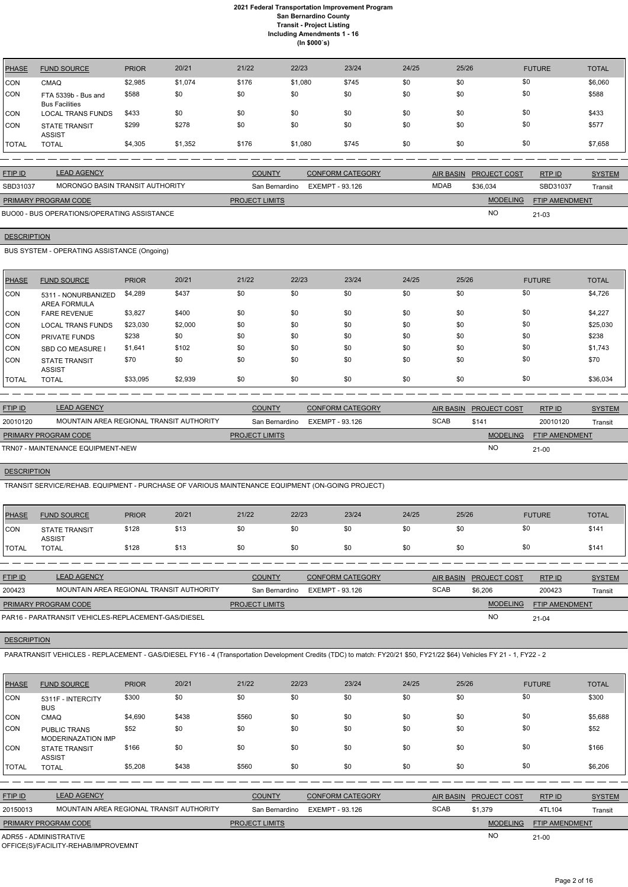| PHASE | FUND SOURCE | PRIOR | 20/21 | 21/22 | 22/23 | 23/24 | 24/25 | 25/26 | FUTURE | TOTAL |
|---|---|---|---|---|---|---|---|---|---|---|
| CON | CMAQ | $2,985 | $1,074 | $176 | $1,080 | $745 | $0 | $0 | $0 | $6,060 |
| CON | FTA 5339b - Bus and Bus Facilities | $588 | $0 | $0 | $0 | $0 | $0 | $0 | $0 | $588 |
| CON | LOCAL TRANS FUNDS | $433 | $0 | $0 | $0 | $0 | $0 | $0 | $0 | $433 |
| CON | STATE TRANSIT ASSIST | $299 | $278 | $0 | $0 | $0 | $0 | $0 | $0 | $577 |
| TOTAL | TOTAL | $4,305 | $1,352 | $176 | $1,080 | $745 | $0 | $0 | $0 | $7,658 |

| FTIP ID | LEAD AGENCY | COUNTY | CONFORM CATEGORY | AIR BASIN | PROJECT COST | RTP ID | SYSTEM |
|---|---|---|---|---|---|---|---|
| SBD31037 | MORONGO BASIN TRANSIT AUTHORITY | San Bernardino | EXEMPT - 93.126 | MDAB | $36,034 | SBD31037 | Transit |

| PRIMARY PROGRAM CODE | PROJECT LIMITS | MODELING | FTIP AMENDMENT |
|---|---|---|---|
| BUO00 - BUS OPERATIONS/OPERATING ASSISTANCE | | NO | 21-03 |

**DESCRIPTION**

BUS SYSTEM - OPERATING ASSISTANCE (Ongoing)

| PHASE | FUND SOURCE | PRIOR | 20/21 | 21/22 | 22/23 | 23/24 | 24/25 | 25/26 | FUTURE | TOTAL |
|---|---|---|---|---|---|---|---|---|---|---|
| CON | 5311 - NONURBANIZED AREA FORMULA | $4,289 | $437 | $0 | $0 | $0 | $0 | $0 | $0 | $4,726 |
| CON | FARE REVENUE | $3,827 | $400 | $0 | $0 | $0 | $0 | $0 | $0 | $4,227 |
| CON | LOCAL TRANS FUNDS | $23,030 | $2,000 | $0 | $0 | $0 | $0 | $0 | $0 | $25,030 |
| CON | PRIVATE FUNDS | $238 | $0 | $0 | $0 | $0 | $0 | $0 | $0 | $238 |
| CON | SBD CO MEASURE I | $1,641 | $102 | $0 | $0 | $0 | $0 | $0 | $0 | $1,743 |
| CON | STATE TRANSIT ASSIST | $70 | $0 | $0 | $0 | $0 | $0 | $0 | $0 | $70 |
| TOTAL | TOTAL | $33,095 | $2,939 | $0 | $0 | $0 | $0 | $0 | $0 | $36,034 |

| FTIP ID | LEAD AGENCY | COUNTY | CONFORM CATEGORY | AIR BASIN | PROJECT COST | RTP ID | SYSTEM |
|---|---|---|---|---|---|---|---|
| 20010120 | MOUNTAIN AREA REGIONAL TRANSIT AUTHORITY | San Bernardino | EXEMPT - 93.126 | SCAB | $141 | 20010120 | Transit |

| PRIMARY PROGRAM CODE | PROJECT LIMITS | MODELING | FTIP AMENDMENT |
|---|---|---|---|
| TRN07 - MAINTENANCE EQUIPMENT-NEW | | NO | 21-00 |

**DESCRIPTION**

TRANSIT SERVICE/REHAB. EQUIPMENT - PURCHASE OF VARIOUS MAINTENANCE EQUIPMENT (ON-GOING PROJECT)

| PHASE | FUND SOURCE | PRIOR | 20/21 | 21/22 | 22/23 | 23/24 | 24/25 | 25/26 | FUTURE | TOTAL |
|---|---|---|---|---|---|---|---|---|---|---|
| CON | STATE TRANSIT ASSIST | $128 | $13 | $0 | $0 | $0 | $0 | $0 | $0 | $141 |
| TOTAL | TOTAL | $128 | $13 | $0 | $0 | $0 | $0 | $0 | $0 | $141 |

| FTIP ID | LEAD AGENCY | COUNTY | CONFORM CATEGORY | AIR BASIN | PROJECT COST | RTP ID | SYSTEM |
|---|---|---|---|---|---|---|---|
| 200423 | MOUNTAIN AREA REGIONAL TRANSIT AUTHORITY | San Bernardino | EXEMPT - 93.126 | SCAB | $6,206 | 200423 | Transit |

| PRIMARY PROGRAM CODE | PROJECT LIMITS | MODELING | FTIP AMENDMENT |
|---|---|---|---|
| PAR16 - PARATRANSIT VEHICLES-REPLACEMENT-GAS/DIESEL | | NO | 21-04 |

**DESCRIPTION**

PARATRANSIT VEHICLES - REPLACEMENT - GAS/DIESEL FY16 - 4 (Transportation Development Credits (TDC) to match: FY20/21 $50, FY21/22 $64) Vehicles FY 21 - 1, FY22 - 2

| PHASE | FUND SOURCE | PRIOR | 20/21 | 21/22 | 22/23 | 23/24 | 24/25 | 25/26 | FUTURE | TOTAL |
|---|---|---|---|---|---|---|---|---|---|---|
| CON | 5311F - INTERCITY BUS | $300 | $0 | $0 | $0 | $0 | $0 | $0 | $0 | $300 |
| CON | CMAQ | $4,690 | $438 | $560 | $0 | $0 | $0 | $0 | $0 | $5,688 |
| CON | PUBLIC TRANS MODERINAZATION IMP | $52 | $0 | $0 | $0 | $0 | $0 | $0 | $0 | $52 |
| CON | STATE TRANSIT ASSIST | $166 | $0 | $0 | $0 | $0 | $0 | $0 | $0 | $166 |
| TOTAL | TOTAL | $5,208 | $438 | $560 | $0 | $0 | $0 | $0 | $0 | $6,206 |

| FTIP ID | LEAD AGENCY | COUNTY | CONFORM CATEGORY | AIR BASIN | PROJECT COST | RTP ID | SYSTEM |
|---|---|---|---|---|---|---|---|
| 20150013 | MOUNTAIN AREA REGIONAL TRANSIT AUTHORITY | San Bernardino | EXEMPT - 93.126 | SCAB | $1,379 | 4TL104 | Transit |

| PRIMARY PROGRAM CODE | PROJECT LIMITS | MODELING | FTIP AMENDMENT |
|---|---|---|---|
| ADR55 - ADMINISTRATIVE OFFICE(S)/FACILITY-REHAB/IMPROVEMNT | | NO | 21-00 |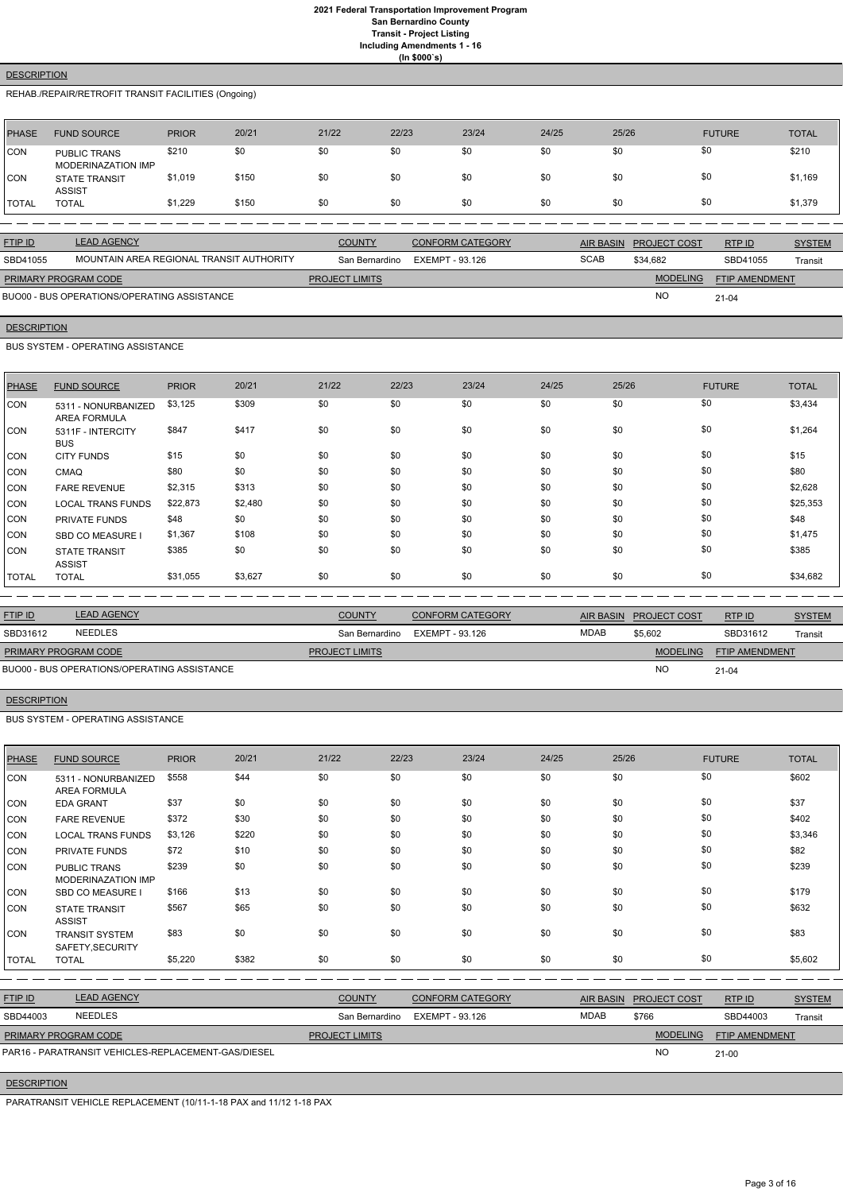**DESCRIPTION**

REHAB./REPAIR/RETROFIT TRANSIT FACILITIES (Ongoing)

| PHASE | FUND SOURCE | PRIOR | 20/21 | 21/22 | 22/23 | 23/24 | 24/25 | 25/26 | FUTURE | TOTAL |
|---|---|---|---|---|---|---|---|---|---|---|
| CON | PUBLIC TRANS MODERINAZATION IMP | $210 | $0 | $0 | $0 | $0 | $0 | $0 | $0 | $210 |
| CON | STATE TRANSIT ASSIST | $1,019 | $150 | $0 | $0 | $0 | $0 | $0 | $0 | $1,169 |
| TOTAL | TOTAL | $1,229 | $150 | $0 | $0 | $0 | $0 | $0 | $0 | $1,379 |

| FTIP ID | LEAD AGENCY | COUNTY | CONFORM CATEGORY | AIR BASIN | PROJECT COST | RTP ID | SYSTEM |
|---|---|---|---|---|---|---|---|
| SBD41055 | MOUNTAIN AREA REGIONAL TRANSIT AUTHORITY | San Bernardino | EXEMPT - 93.126 | SCAB | $34,682 | SBD41055 | Transit |

| PRIMARY PROGRAM CODE | PROJECT LIMITS | MODELING | FTIP AMENDMENT |
|---|---|---|---|
| BUO00 - BUS OPERATIONS/OPERATING ASSISTANCE | | NO | 21-04 |

**DESCRIPTION**

BUS SYSTEM - OPERATING ASSISTANCE

| PHASE | FUND SOURCE | PRIOR | 20/21 | 21/22 | 22/23 | 23/24 | 24/25 | 25/26 | FUTURE | TOTAL |
|---|---|---|---|---|---|---|---|---|---|---|
| CON | 5311 - NONURBANIZED AREA FORMULA | $3,125 | $309 | $0 | $0 | $0 | $0 | $0 | $0 | $3,434 |
| CON | 5311F - INTERCITY BUS | $847 | $417 | $0 | $0 | $0 | $0 | $0 | $0 | $1,264 |
| CON | CITY FUNDS | $15 | $0 | $0 | $0 | $0 | $0 | $0 | $0 | $15 |
| CON | CMAQ | $80 | $0 | $0 | $0 | $0 | $0 | $0 | $0 | $80 |
| CON | FARE REVENUE | $2,315 | $313 | $0 | $0 | $0 | $0 | $0 | $0 | $2,628 |
| CON | LOCAL TRANS FUNDS | $22,873 | $2,480 | $0 | $0 | $0 | $0 | $0 | $0 | $25,353 |
| CON | PRIVATE FUNDS | $48 | $0 | $0 | $0 | $0 | $0 | $0 | $0 | $48 |
| CON | SBD CO MEASURE I | $1,367 | $108 | $0 | $0 | $0 | $0 | $0 | $0 | $1,475 |
| CON | STATE TRANSIT ASSIST | $385 | $0 | $0 | $0 | $0 | $0 | $0 | $0 | $385 |
| TOTAL | TOTAL | $31,055 | $3,627 | $0 | $0 | $0 | $0 | $0 | $0 | $34,682 |

| FTIP ID | LEAD AGENCY | COUNTY | CONFORM CATEGORY | AIR BASIN | PROJECT COST | RTP ID | SYSTEM |
|---|---|---|---|---|---|---|---|
| SBD31612 | NEEDLES | San Bernardino | EXEMPT - 93.126 | MDAB | $5,602 | SBD31612 | Transit |

| PRIMARY PROGRAM CODE | PROJECT LIMITS | MODELING | FTIP AMENDMENT |
|---|---|---|---|
| BUO00 - BUS OPERATIONS/OPERATING ASSISTANCE | | NO | 21-04 |

**DESCRIPTION**

BUS SYSTEM - OPERATING ASSISTANCE

| PHASE | FUND SOURCE | PRIOR | 20/21 | 21/22 | 22/23 | 23/24 | 24/25 | 25/26 | FUTURE | TOTAL |
|---|---|---|---|---|---|---|---|---|---|---|
| CON | 5311 - NONURBANIZED AREA FORMULA | $558 | $44 | $0 | $0 | $0 | $0 | $0 | $0 | $602 |
| CON | EDA GRANT | $37 | $0 | $0 | $0 | $0 | $0 | $0 | $0 | $37 |
| CON | FARE REVENUE | $372 | $30 | $0 | $0 | $0 | $0 | $0 | $0 | $402 |
| CON | LOCAL TRANS FUNDS | $3,126 | $220 | $0 | $0 | $0 | $0 | $0 | $0 | $3,346 |
| CON | PRIVATE FUNDS | $72 | $10 | $0 | $0 | $0 | $0 | $0 | $0 | $82 |
| CON | PUBLIC TRANS MODERINAZATION IMP | $239 | $0 | $0 | $0 | $0 | $0 | $0 | $0 | $239 |
| CON | SBD CO MEASURE I | $166 | $13 | $0 | $0 | $0 | $0 | $0 | $0 | $179 |
| CON | STATE TRANSIT ASSIST | $567 | $65 | $0 | $0 | $0 | $0 | $0 | $0 | $632 |
| CON | TRANSIT SYSTEM SAFETY,SECURITY | $83 | $0 | $0 | $0 | $0 | $0 | $0 | $0 | $83 |
| TOTAL | TOTAL | $5,220 | $382 | $0 | $0 | $0 | $0 | $0 | $0 | $5,602 |

| FTIP ID | LEAD AGENCY | COUNTY | CONFORM CATEGORY | AIR BASIN | PROJECT COST | RTP ID | SYSTEM |
|---|---|---|---|---|---|---|---|
| SBD44003 | NEEDLES | San Bernardino | EXEMPT - 93.126 | MDAB | $766 | SBD44003 | Transit |

| PRIMARY PROGRAM CODE | PROJECT LIMITS | MODELING | FTIP AMENDMENT |
|---|---|---|---|
| PAR16 - PARATRANSIT VEHICLES-REPLACEMENT-GAS/DIESEL | | NO | 21-00 |

**DESCRIPTION**

PARATRANSIT VEHICLE REPLACEMENT (10/11-1-18 PAX and 11/12 1-18 PAX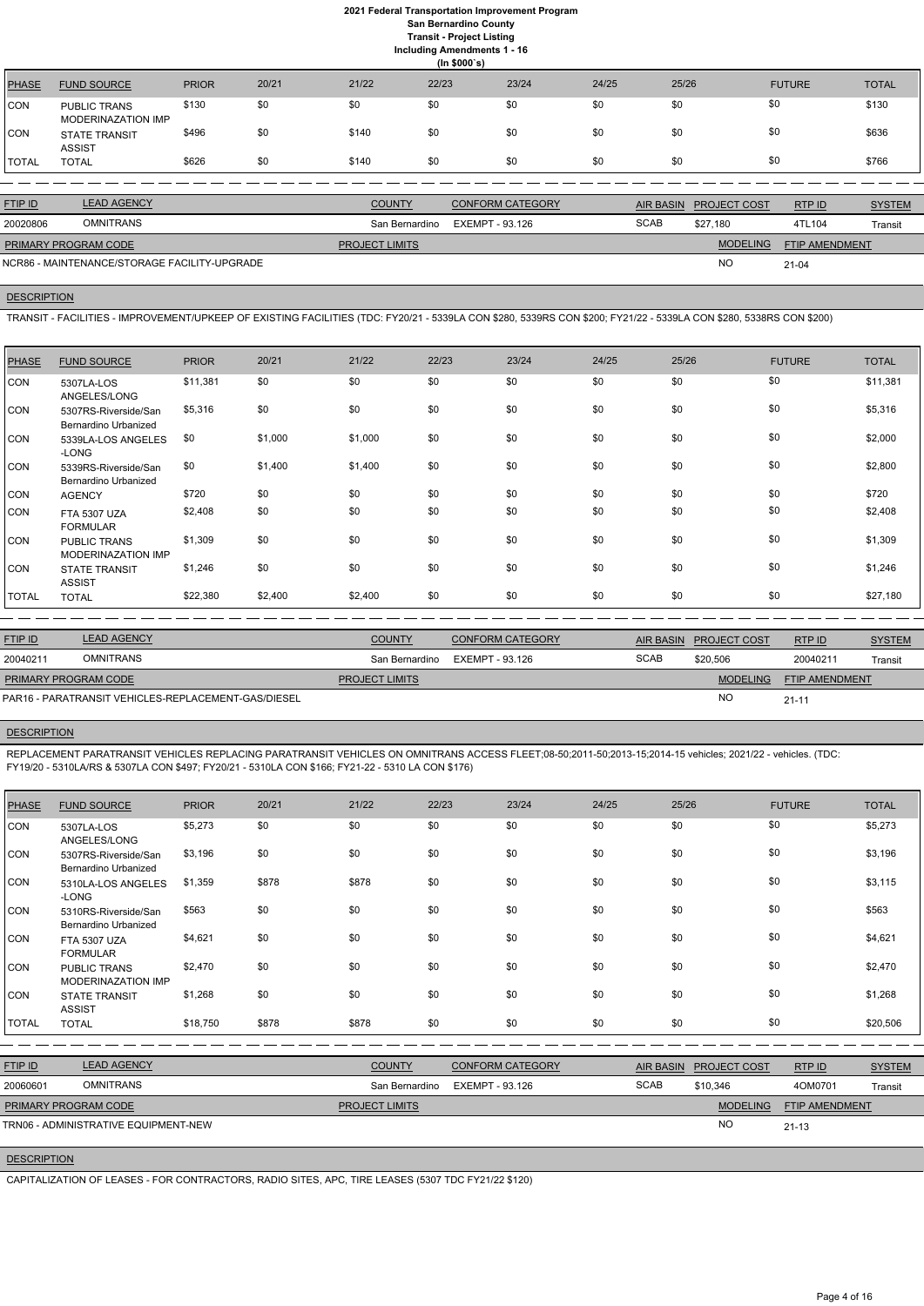# 2021 Federal Transportation Improvement Program
## San Bernardino County
### Transit - Project Listing
### Including Amendments 1 - 16
### (In $000`s)

| PHASE | FUND SOURCE | PRIOR | 20/21 | 21/22 | 22/23 | 23/24 | 24/25 | 25/26 | FUTURE | TOTAL |
|---|---|---|---|---|---|---|---|---|---|---|
| CON | PUBLIC TRANS MODERINAZATION IMP | $130 | $0 | $0 | $0 | $0 | $0 | $0 | $0 | $130 |
| CON | STATE TRANSIT ASSIST | $496 | $0 | $140 | $0 | $0 | $0 | $0 | $0 | $636 |
| TOTAL | TOTAL | $626 | $0 | $140 | $0 | $0 | $0 | $0 | $0 | $766 |

| FTIP ID | LEAD AGENCY | COUNTY | CONFORM CATEGORY | AIR BASIN | PROJECT COST | RTP ID | SYSTEM |
|---|---|---|---|---|---|---|---|
| 20020806 | OMNITRANS | San Bernardino | EXEMPT - 93.126 | SCAB | $27,180 | 4TL104 | Transit |

| PRIMARY PROGRAM CODE | PROJECT LIMITS | MODELING | FTIP AMENDMENT |
|---|---|---|---|
| NCR86 - MAINTENANCE/STORAGE FACILITY-UPGRADE | | NO | 21-04 |

**DESCRIPTION**

TRANSIT - FACILITIES - IMPROVEMENT/UPKEEP OF EXISTING FACILITIES (TDC: FY20/21 - 5339LA CON $280, 5339RS CON $200; FY21/22 - 5339LA CON $280, 5338RS CON $200)

| PHASE | FUND SOURCE | PRIOR | 20/21 | 21/22 | 22/23 | 23/24 | 24/25 | 25/26 | FUTURE | TOTAL |
|---|---|---|---|---|---|---|---|---|---|---|
| CON | 5307LA-LOS ANGELES/LONG | $11,381 | $0 | $0 | $0 | $0 | $0 | $0 | $0 | $11,381 |
| CON | 5307RS-Riverside/San Bernardino Urbanized | $5,316 | $0 | $0 | $0 | $0 | $0 | $0 | $0 | $5,316 |
| CON | 5339LA-LOS ANGELES -LONG | $0 | $1,000 | $1,000 | $0 | $0 | $0 | $0 | $0 | $2,000 |
| CON | 5339RS-Riverside/San Bernardino Urbanized | $0 | $1,400 | $1,400 | $0 | $0 | $0 | $0 | $0 | $2,800 |
| CON | AGENCY | $720 | $0 | $0 | $0 | $0 | $0 | $0 | $0 | $720 |
| CON | FTA 5307 UZA FORMULAR | $2,408 | $0 | $0 | $0 | $0 | $0 | $0 | $0 | $2,408 |
| CON | PUBLIC TRANS MODERINAZATION IMP | $1,309 | $0 | $0 | $0 | $0 | $0 | $0 | $0 | $1,309 |
| CON | STATE TRANSIT ASSIST | $1,246 | $0 | $0 | $0 | $0 | $0 | $0 | $0 | $1,246 |
| TOTAL | TOTAL | $22,380 | $2,400 | $2,400 | $0 | $0 | $0 | $0 | $0 | $27,180 |

| FTIP ID | LEAD AGENCY | COUNTY | CONFORM CATEGORY | AIR BASIN | PROJECT COST | RTP ID | SYSTEM |
|---|---|---|---|---|---|---|---|
| 20040211 | OMNITRANS | San Bernardino | EXEMPT - 93.126 | SCAB | $20,506 | 20040211 | Transit |

| PRIMARY PROGRAM CODE | PROJECT LIMITS | MODELING | FTIP AMENDMENT |
|---|---|---|---|
| PAR16 - PARATRANSIT VEHICLES-REPLACEMENT-GAS/DIESEL | | NO | 21-11 |

**DESCRIPTION**

REPLACEMENT PARATRANSIT VEHICLES REPLACING PARATRANSIT VEHICLES ON OMNITRANS ACCESS FLEET;08-50;2011-50;2013-15;2014-15 vehicles; 2021/22 - vehicles. (TDC: FY19/20 - 5310LA/RS & 5307LA CON $497; FY20/21 - 5310LA CON $166; FY21-22 - 5310 LA CON $176)

| PHASE | FUND SOURCE | PRIOR | 20/21 | 21/22 | 22/23 | 23/24 | 24/25 | 25/26 | FUTURE | TOTAL |
|---|---|---|---|---|---|---|---|---|---|---|
| CON | 5307LA-LOS ANGELES/LONG | $5,273 | $0 | $0 | $0 | $0 | $0 | $0 | $0 | $5,273 |
| CON | 5307RS-Riverside/San Bernardino Urbanized | $3,196 | $0 | $0 | $0 | $0 | $0 | $0 | $0 | $3,196 |
| CON | 5310LA-LOS ANGELES -LONG | $1,359 | $878 | $878 | $0 | $0 | $0 | $0 | $0 | $3,115 |
| CON | 5310RS-Riverside/San Bernardino Urbanized | $563 | $0 | $0 | $0 | $0 | $0 | $0 | $0 | $563 |
| CON | FTA 5307 UZA FORMULAR | $4,621 | $0 | $0 | $0 | $0 | $0 | $0 | $0 | $4,621 |
| CON | PUBLIC TRANS MODERINAZATION IMP | $2,470 | $0 | $0 | $0 | $0 | $0 | $0 | $0 | $2,470 |
| CON | STATE TRANSIT ASSIST | $1,268 | $0 | $0 | $0 | $0 | $0 | $0 | $0 | $1,268 |
| TOTAL | TOTAL | $18,750 | $878 | $878 | $0 | $0 | $0 | $0 | $0 | $20,506 |

| FTIP ID | LEAD AGENCY | COUNTY | CONFORM CATEGORY | AIR BASIN | PROJECT COST | RTP ID | SYSTEM |
|---|---|---|---|---|---|---|---|
| 20060601 | OMNITRANS | San Bernardino | EXEMPT - 93.126 | SCAB | $10,346 | 4OM0701 | Transit |

| PRIMARY PROGRAM CODE | PROJECT LIMITS | MODELING | FTIP AMENDMENT |
|---|---|---|---|
| TRN06 - ADMINISTRATIVE EQUIPMENT-NEW | | NO | 21-13 |

**DESCRIPTION**

CAPITALIZATION OF LEASES - FOR CONTRACTORS, RADIO SITES, APC, TIRE LEASES (5307 TDC FY21/22 $120)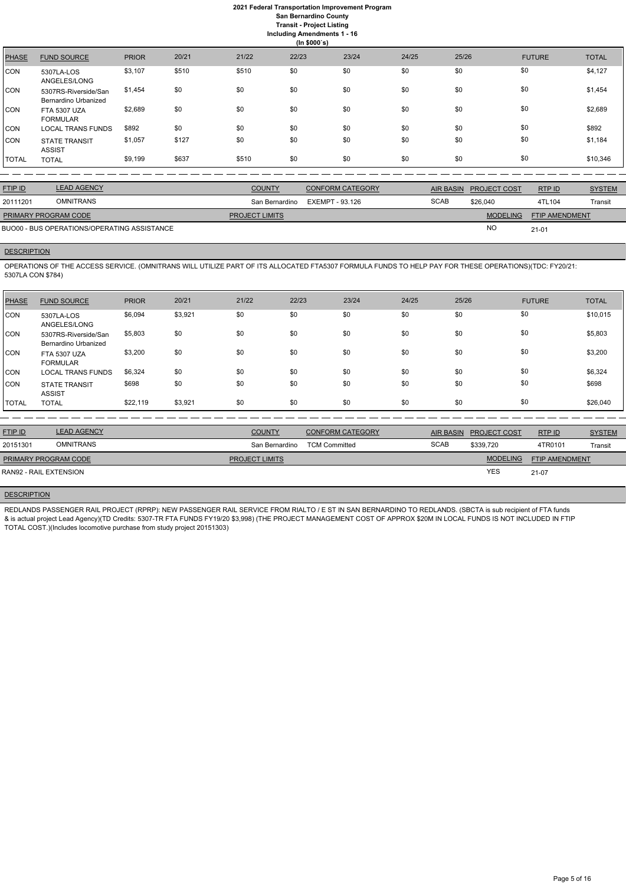**2021 Federal Transportation Improvement Program**
**San Bernardino County**
**Transit - Project Listing**
**Including Amendments 1 - 16**
**(In $000`s)**

| PHASE | FUND SOURCE | PRIOR | 20/21 | 21/22 | 22/23 | 23/24 | 24/25 | 25/26 | FUTURE | TOTAL |
|---|---|---|---|---|---|---|---|---|---|---|
| CON | 5307LA-LOS ANGELES/LONG | $3,107 | $510 | $510 | $0 | $0 | $0 | $0 | $0 | $4,127 |
| CON | 5307RS-Riverside/San Bernardino Urbanized | $1,454 | $0 | $0 | $0 | $0 | $0 | $0 | $0 | $1,454 |
| CON | FTA 5307 UZA FORMULAR | $2,689 | $0 | $0 | $0 | $0 | $0 | $0 | $0 | $2,689 |
| CON | LOCAL TRANS FUNDS | $892 | $0 | $0 | $0 | $0 | $0 | $0 | $0 | $892 |
| CON | STATE TRANSIT ASSIST | $1,057 | $127 | $0 | $0 | $0 | $0 | $0 | $0 | $1,184 |
| TOTAL | TOTAL | $9,199 | $637 | $510 | $0 | $0 | $0 | $0 | $0 | $10,346 |

| FTIP ID | LEAD AGENCY | COUNTY | CONFORM CATEGORY | AIR BASIN | PROJECT COST | RTP ID | SYSTEM |
|---|---|---|---|---|---|---|---|
| 20111201 | OMNITRANS | San Bernardino | EXEMPT - 93.126 | SCAB | $26,040 | 4TL104 | Transit |

| PRIMARY PROGRAM CODE | PROJECT LIMITS | MODELING | FTIP AMENDMENT |
|---|---|---|---|
| BUO00 - BUS OPERATIONS/OPERATING ASSISTANCE | | NO | 21-01 |

**DESCRIPTION**

OPERATIONS OF THE ACCESS SERVICE. (OMNITRANS WILL UTILIZE PART OF ITS ALLOCATED FTA5307 FORMULA FUNDS TO HELP PAY FOR THESE OPERATIONS)(TDC: FY20/21: 5307LA CON $784)

| PHASE | FUND SOURCE | PRIOR | 20/21 | 21/22 | 22/23 | 23/24 | 24/25 | 25/26 | FUTURE | TOTAL |
|---|---|---|---|---|---|---|---|---|---|---|
| CON | 5307LA-LOS ANGELES/LONG | $6,094 | $3,921 | $0 | $0 | $0 | $0 | $0 | $0 | $10,015 |
| CON | 5307RS-Riverside/San Bernardino Urbanized | $5,803 | $0 | $0 | $0 | $0 | $0 | $0 | $0 | $5,803 |
| CON | FTA 5307 UZA FORMULAR | $3,200 | $0 | $0 | $0 | $0 | $0 | $0 | $0 | $3,200 |
| CON | LOCAL TRANS FUNDS | $6,324 | $0 | $0 | $0 | $0 | $0 | $0 | $0 | $6,324 |
| CON | STATE TRANSIT ASSIST | $698 | $0 | $0 | $0 | $0 | $0 | $0 | $0 | $698 |
| TOTAL | TOTAL | $22,119 | $3,921 | $0 | $0 | $0 | $0 | $0 | $0 | $26,040 |

| FTIP ID | LEAD AGENCY | COUNTY | CONFORM CATEGORY | AIR BASIN | PROJECT COST | RTP ID | SYSTEM |
|---|---|---|---|---|---|---|---|
| 20151301 | OMNITRANS | San Bernardino | TCM Committed | SCAB | $339,720 | 4TR0101 | Transit |

| PRIMARY PROGRAM CODE | PROJECT LIMITS | MODELING | FTIP AMENDMENT |
|---|---|---|---|
| RAN92 - RAIL EXTENSION | | YES | 21-07 |

**DESCRIPTION**

REDLANDS PASSENGER RAIL PROJECT (RPRP): NEW PASSENGER RAIL SERVICE FROM RIALTO / E ST IN SAN BERNARDINO TO REDLANDS. (SBCTA is sub recipient of FTA funds & is actual project Lead Agency)(TD Credits: 5307-TR FTA FUNDS FY19/20 $3,998) (THE PROJECT MANAGEMENT COST OF APPROX $20M IN LOCAL FUNDS IS NOT INCLUDED IN FTIP TOTAL COST.)(Includes locomotive purchase from study project 20151303)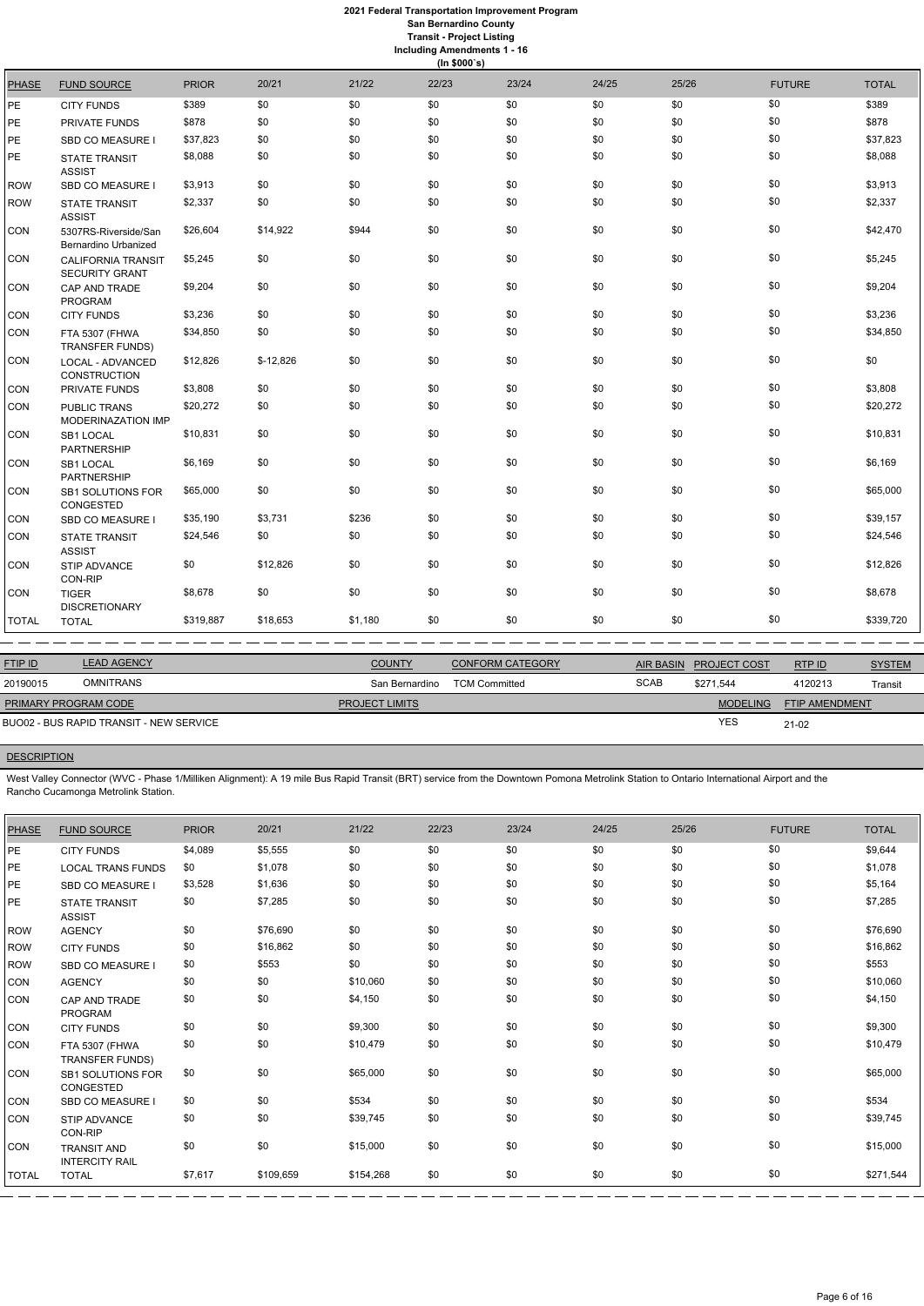# 2021 Federal Transportation Improvement Program
## San Bernardino County
### Transit - Project Listing
### Including Amendments 1 - 16
### (In $000`s)

| PHASE | FUND SOURCE | PRIOR | 20/21 | 21/22 | 22/23 | 23/24 | 24/25 | 25/26 | FUTURE | TOTAL |
|---|---|---|---|---|---|---|---|---|---|---|
| PE | CITY FUNDS | $389 | $0 | $0 | $0 | $0 | $0 | $0 | $0 | $389 |
| PE | PRIVATE FUNDS | $878 | $0 | $0 | $0 | $0 | $0 | $0 | $0 | $878 |
| PE | SBD CO MEASURE I | $37,823 | $0 | $0 | $0 | $0 | $0 | $0 | $0 | $37,823 |
| PE | STATE TRANSIT ASSIST | $8,088 | $0 | $0 | $0 | $0 | $0 | $0 | $0 | $8,088 |
| ROW | SBD CO MEASURE I | $3,913 | $0 | $0 | $0 | $0 | $0 | $0 | $0 | $3,913 |
| ROW | STATE TRANSIT ASSIST | $2,337 | $0 | $0 | $0 | $0 | $0 | $0 | $0 | $2,337 |
| CON | 5307RS-Riverside/San Bernardino Urbanized | $26,604 | $14,922 | $944 | $0 | $0 | $0 | $0 | $0 | $42,470 |
| CON | CALIFORNIA TRANSIT SECURITY GRANT | $5,245 | $0 | $0 | $0 | $0 | $0 | $0 | $0 | $5,245 |
| CON | CAP AND TRADE PROGRAM | $9,204 | $0 | $0 | $0 | $0 | $0 | $0 | $0 | $9,204 |
| CON | CITY FUNDS | $3,236 | $0 | $0 | $0 | $0 | $0 | $0 | $0 | $3,236 |
| CON | FTA 5307 (FHWA TRANSFER FUNDS) | $34,850 | $0 | $0 | $0 | $0 | $0 | $0 | $0 | $34,850 |
| CON | LOCAL - ADVANCED CONSTRUCTION | $12,826 | $-12,826 | $0 | $0 | $0 | $0 | $0 | $0 | $0 |
| CON | PRIVATE FUNDS | $3,808 | $0 | $0 | $0 | $0 | $0 | $0 | $0 | $3,808 |
| CON | PUBLIC TRANS MODERINAZATION IMP | $20,272 | $0 | $0 | $0 | $0 | $0 | $0 | $0 | $20,272 |
| CON | SB1 LOCAL PARTNERSHIP | $10,831 | $0 | $0 | $0 | $0 | $0 | $0 | $0 | $10,831 |
| CON | SB1 LOCAL PARTNERSHIP | $6,169 | $0 | $0 | $0 | $0 | $0 | $0 | $0 | $6,169 |
| CON | SB1 SOLUTIONS FOR CONGESTED | $65,000 | $0 | $0 | $0 | $0 | $0 | $0 | $0 | $65,000 |
| CON | SBD CO MEASURE I | $35,190 | $3,731 | $236 | $0 | $0 | $0 | $0 | $0 | $39,157 |
| CON | STATE TRANSIT ASSIST | $24,546 | $0 | $0 | $0 | $0 | $0 | $0 | $0 | $24,546 |
| CON | STIP ADVANCE CON-RIP | $0 | $12,826 | $0 | $0 | $0 | $0 | $0 | $0 | $12,826 |
| CON | TIGER DISCRETIONARY | $8,678 | $0 | $0 | $0 | $0 | $0 | $0 | $0 | $8,678 |
| TOTAL | TOTAL | $319,887 | $18,653 | $1,180 | $0 | $0 | $0 | $0 | $0 | $339,720 |

| FTIP ID | LEAD AGENCY | COUNTY | CONFORM CATEGORY | AIR BASIN | PROJECT COST | RTP ID | SYSTEM |
|---|---|---|---|---|---|---|---|
| 20190015 | OMNITRANS | San Bernardino | TCM Committed | SCAB | $271,544 | 4120213 | Transit |

| PRIMARY PROGRAM CODE | PROJECT LIMITS | MODELING | FTIP AMENDMENT |
|---|---|---|---|
| BUO02 - BUS RAPID TRANSIT - NEW SERVICE | | YES | 21-02 |

**DESCRIPTION**

West Valley Connector (WVC - Phase 1/Milliken Alignment): A 19 mile Bus Rapid Transit (BRT) service from the Downtown Pomona Metrolink Station to Ontario International Airport and the Rancho Cucamonga Metrolink Station.

| PHASE | FUND SOURCE | PRIOR | 20/21 | 21/22 | 22/23 | 23/24 | 24/25 | 25/26 | FUTURE | TOTAL |
|---|---|---|---|---|---|---|---|---|---|---|
| PE | CITY FUNDS | $4,089 | $5,555 | $0 | $0 | $0 | $0 | $0 | $0 | $9,644 |
| PE | LOCAL TRANS FUNDS | $0 | $1,078 | $0 | $0 | $0 | $0 | $0 | $0 | $1,078 |
| PE | SBD CO MEASURE I | $3,528 | $1,636 | $0 | $0 | $0 | $0 | $0 | $0 | $5,164 |
| PE | STATE TRANSIT ASSIST | $0 | $7,285 | $0 | $0 | $0 | $0 | $0 | $0 | $7,285 |
| ROW | AGENCY | $0 | $76,690 | $0 | $0 | $0 | $0 | $0 | $0 | $76,690 |
| ROW | CITY FUNDS | $0 | $16,862 | $0 | $0 | $0 | $0 | $0 | $0 | $16,862 |
| ROW | SBD CO MEASURE I | $0 | $553 | $0 | $0 | $0 | $0 | $0 | $0 | $553 |
| CON | AGENCY | $0 | $0 | $10,060 | $0 | $0 | $0 | $0 | $0 | $10,060 |
| CON | CAP AND TRADE PROGRAM | $0 | $0 | $4,150 | $0 | $0 | $0 | $0 | $0 | $4,150 |
| CON | CITY FUNDS | $0 | $0 | $9,300 | $0 | $0 | $0 | $0 | $0 | $9,300 |
| CON | FTA 5307 (FHWA TRANSFER FUNDS) | $0 | $0 | $10,479 | $0 | $0 | $0 | $0 | $0 | $10,479 |
| CON | SB1 SOLUTIONS FOR CONGESTED | $0 | $0 | $65,000 | $0 | $0 | $0 | $0 | $0 | $65,000 |
| CON | SBD CO MEASURE I | $0 | $0 | $534 | $0 | $0 | $0 | $0 | $0 | $534 |
| CON | STIP ADVANCE CON-RIP | $0 | $0 | $39,745 | $0 | $0 | $0 | $0 | $0 | $39,745 |
| CON | TRANSIT AND INTERCITY RAIL | $0 | $0 | $15,000 | $0 | $0 | $0 | $0 | $0 | $15,000 |
| TOTAL | TOTAL | $7,617 | $109,659 | $154,268 | $0 | $0 | $0 | $0 | $0 | $271,544 |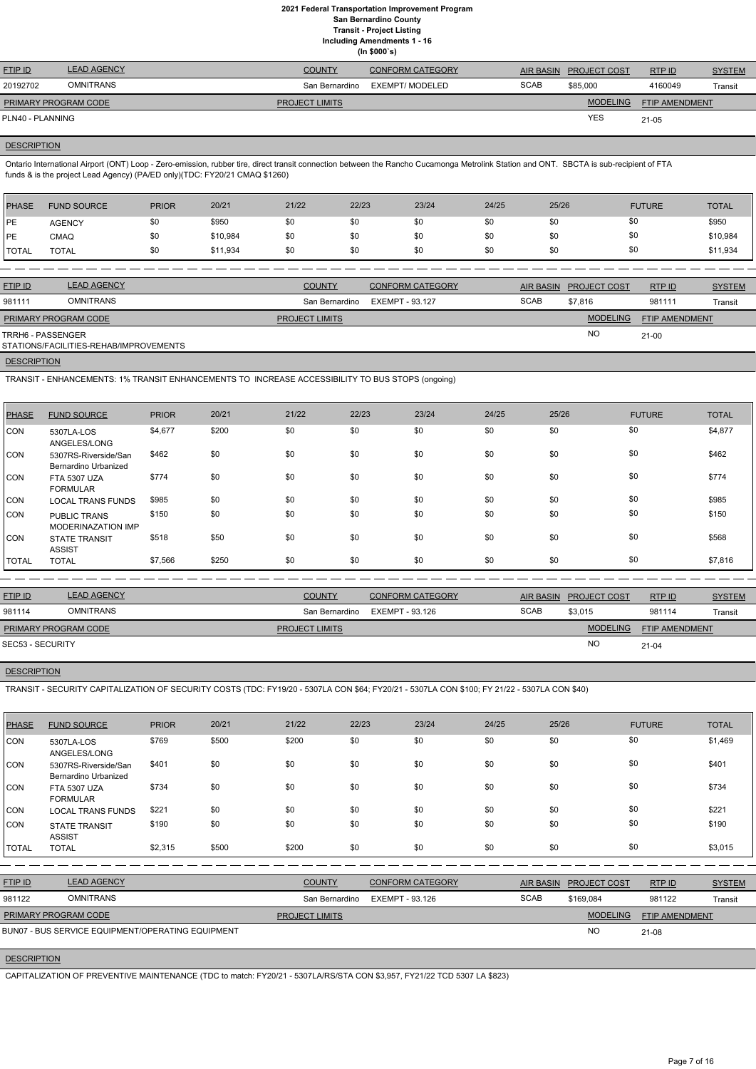# 2021 Federal Transportation Improvement Program
## San Bernardino County
## Transit - Project Listing
## Including Amendments 1 - 16
## (In $000`s)

| FTIP ID | LEAD AGENCY | COUNTY | CONFORM CATEGORY | AIR BASIN | PROJECT COST | RTP ID | SYSTEM |
|---|---|---|---|---|---|---|---|
| 20192702 | OMNITRANS | San Bernardino | EXEMPT/ MODELED | SCAB | $85,000 | 4160049 | Transit |

| PRIMARY PROGRAM CODE | PROJECT LIMITS | MODELING | FTIP AMENDMENT |
|---|---|---|---|
| PLN40 - PLANNING | | YES | 21-05 |

**DESCRIPTION**

Ontario International Airport (ONT) Loop - Zero-emission, rubber tire, direct transit connection between the Rancho Cucamonga Metrolink Station and ONT. SBCTA is sub-recipient of FTA funds & is the project Lead Agency) (PA/ED only)(TDC: FY20/21 CMAQ $1260)

| PHASE | FUND SOURCE | PRIOR | 20/21 | 21/22 | 22/23 | 23/24 | 24/25 | 25/26 | FUTURE | TOTAL |
|---|---|---|---|---|---|---|---|---|---|---|
| PE | AGENCY | $0 | $950 | $0 | $0 | $0 | $0 | $0 | $0 | $950 |
| PE | CMAQ | $0 | $10,984 | $0 | $0 | $0 | $0 | $0 | $0 | $10,984 |
| TOTAL | TOTAL | $0 | $11,934 | $0 | $0 | $0 | $0 | $0 | $0 | $11,934 |

| FTIP ID | LEAD AGENCY | COUNTY | CONFORM CATEGORY | AIR BASIN | PROJECT COST | RTP ID | SYSTEM |
|---|---|---|---|---|---|---|---|
| 981111 | OMNITRANS | San Bernardino | EXEMPT - 93.127 | SCAB | $7,816 | 981111 | Transit |

| PRIMARY PROGRAM CODE | PROJECT LIMITS | MODELING | FTIP AMENDMENT |
|---|---|---|---|
| TRRH6 - PASSENGER STATIONS/FACILITIES-REHAB/IMPROVEMENTS | | NO | 21-00 |

**DESCRIPTION**

TRANSIT - ENHANCEMENTS: 1% TRANSIT ENHANCEMENTS TO INCREASE ACCESSIBILITY TO BUS STOPS (ongoing)

| PHASE | FUND SOURCE | PRIOR | 20/21 | 21/22 | 22/23 | 23/24 | 24/25 | 25/26 | FUTURE | TOTAL |
|---|---|---|---|---|---|---|---|---|---|---|
| CON | 5307LA-LOS ANGELES/LONG | $4,677 | $200 | $0 | $0 | $0 | $0 | $0 | $0 | $4,877 |
| CON | 5307RS-Riverside/San Bernardino Urbanized | $462 | $0 | $0 | $0 | $0 | $0 | $0 | $0 | $462 |
| CON | FTA 5307 UZA FORMULAR | $774 | $0 | $0 | $0 | $0 | $0 | $0 | $0 | $774 |
| CON | LOCAL TRANS FUNDS | $985 | $0 | $0 | $0 | $0 | $0 | $0 | $0 | $985 |
| CON | PUBLIC TRANS MODERINAZATION IMP | $150 | $0 | $0 | $0 | $0 | $0 | $0 | $0 | $150 |
| CON | STATE TRANSIT ASSIST | $518 | $50 | $0 | $0 | $0 | $0 | $0 | $0 | $568 |
| TOTAL | TOTAL | $7,566 | $250 | $0 | $0 | $0 | $0 | $0 | $0 | $7,816 |

| FTIP ID | LEAD AGENCY | COUNTY | CONFORM CATEGORY | AIR BASIN | PROJECT COST | RTP ID | SYSTEM |
|---|---|---|---|---|---|---|---|
| 981114 | OMNITRANS | San Bernardino | EXEMPT - 93.126 | SCAB | $3,015 | 981114 | Transit |

| PRIMARY PROGRAM CODE | PROJECT LIMITS | MODELING | FTIP AMENDMENT |
|---|---|---|---|
| SEC53 - SECURITY | | NO | 21-04 |

**DESCRIPTION**

TRANSIT - SECURITY CAPITALIZATION OF SECURITY COSTS (TDC: FY19/20 - 5307LA CON $64; FY20/21 - 5307LA CON $100; FY 21/22 - 5307LA CON $40)

| PHASE | FUND SOURCE | PRIOR | 20/21 | 21/22 | 22/23 | 23/24 | 24/25 | 25/26 | FUTURE | TOTAL |
|---|---|---|---|---|---|---|---|---|---|---|
| CON | 5307LA-LOS ANGELES/LONG | $769 | $500 | $200 | $0 | $0 | $0 | $0 | $0 | $1,469 |
| CON | 5307RS-Riverside/San Bernardino Urbanized | $401 | $0 | $0 | $0 | $0 | $0 | $0 | $0 | $401 |
| CON | FTA 5307 UZA FORMULAR | $734 | $0 | $0 | $0 | $0 | $0 | $0 | $0 | $734 |
| CON | LOCAL TRANS FUNDS | $221 | $0 | $0 | $0 | $0 | $0 | $0 | $0 | $221 |
| CON | STATE TRANSIT ASSIST | $190 | $0 | $0 | $0 | $0 | $0 | $0 | $0 | $190 |
| TOTAL | TOTAL | $2,315 | $500 | $200 | $0 | $0 | $0 | $0 | $0 | $3,015 |

| FTIP ID | LEAD AGENCY | COUNTY | CONFORM CATEGORY | AIR BASIN | PROJECT COST | RTP ID | SYSTEM |
|---|---|---|---|---|---|---|---|
| 981122 | OMNITRANS | San Bernardino | EXEMPT - 93.126 | SCAB | $169,084 | 981122 | Transit |

| PRIMARY PROGRAM CODE | PROJECT LIMITS | MODELING | FTIP AMENDMENT |
|---|---|---|---|
| BUN07 - BUS SERVICE EQUIPMENT/OPERATING EQUIPMENT | | NO | 21-08 |

**DESCRIPTION**

CAPITALIZATION OF PREVENTIVE MAINTENANCE (TDC to match: FY20/21 - 5307LA/RS/STA CON $3,957, FY21/22 TCD 5307 LA $823)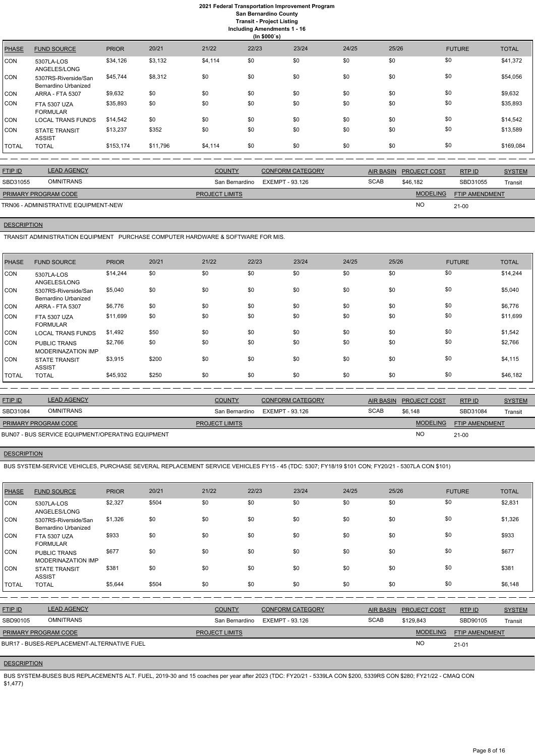# 2021 Federal Transportation Improvement Program
## San Bernardino County
### Transit - Project Listing
#### Including Amendments 1 - 16
(In $000`s)

| PHASE | FUND SOURCE | PRIOR | 20/21 | 21/22 | 22/23 | 23/24 | 24/25 | 25/26 | FUTURE | TOTAL |
|---|---|---|---|---|---|---|---|---|---|---|
| CON | 5307LA-LOS ANGELES/LONG | $34,126 | $3,132 | $4,114 | $0 | $0 | $0 | $0 | $0 | $41,372 |
| CON | 5307RS-Riverside/San Bernardino Urbanized | $45,744 | $8,312 | $0 | $0 | $0 | $0 | $0 | $0 | $54,056 |
| CON | ARRA - FTA 5307 | $9,632 | $0 | $0 | $0 | $0 | $0 | $0 | $0 | $9,632 |
| CON | FTA 5307 UZA FORMULAR | $35,893 | $0 | $0 | $0 | $0 | $0 | $0 | $0 | $35,893 |
| CON | LOCAL TRANS FUNDS | $14,542 | $0 | $0 | $0 | $0 | $0 | $0 | $0 | $14,542 |
| CON | STATE TRANSIT ASSIST | $13,237 | $352 | $0 | $0 | $0 | $0 | $0 | $0 | $13,589 |
| TOTAL | TOTAL | $153,174 | $11,796 | $4,114 | $0 | $0 | $0 | $0 | $0 | $169,084 |

| FTIP ID | LEAD AGENCY | COUNTY | CONFORM CATEGORY | AIR BASIN | PROJECT COST | RTP ID | SYSTEM |
|---|---|---|---|---|---|---|---|
| SBD31055 | OMNITRANS | San Bernardino | EXEMPT - 93.126 | SCAB | $46,182 | SBD31055 | Transit |

| PRIMARY PROGRAM CODE | PROJECT LIMITS | MODELING | FTIP AMENDMENT |
|---|---|---|---|
| TRN06 - ADMINISTRATIVE EQUIPMENT-NEW | | NO | 21-00 |

**DESCRIPTION**

TRANSIT ADMINISTRATION EQUIPMENT PURCHASE COMPUTER HARDWARE & SOFTWARE FOR MIS.

| PHASE | FUND SOURCE | PRIOR | 20/21 | 21/22 | 22/23 | 23/24 | 24/25 | 25/26 | FUTURE | TOTAL |
|---|---|---|---|---|---|---|---|---|---|---|
| CON | 5307LA-LOS ANGELES/LONG | $14,244 | $0 | $0 | $0 | $0 | $0 | $0 | $0 | $14,244 |
| CON | 5307RS-Riverside/San Bernardino Urbanized | $5,040 | $0 | $0 | $0 | $0 | $0 | $0 | $0 | $5,040 |
| CON | ARRA - FTA 5307 | $6,776 | $0 | $0 | $0 | $0 | $0 | $0 | $0 | $6,776 |
| CON | FTA 5307 UZA FORMULAR | $11,699 | $0 | $0 | $0 | $0 | $0 | $0 | $0 | $11,699 |
| CON | LOCAL TRANS FUNDS | $1,492 | $50 | $0 | $0 | $0 | $0 | $0 | $0 | $1,542 |
| CON | PUBLIC TRANS MODERINAZATION IMP | $2,766 | $0 | $0 | $0 | $0 | $0 | $0 | $0 | $2,766 |
| CON | STATE TRANSIT ASSIST | $3,915 | $200 | $0 | $0 | $0 | $0 | $0 | $0 | $4,115 |
| TOTAL | TOTAL | $45,932 | $250 | $0 | $0 | $0 | $0 | $0 | $0 | $46,182 |

| FTIP ID | LEAD AGENCY | COUNTY | CONFORM CATEGORY | AIR BASIN | PROJECT COST | RTP ID | SYSTEM |
|---|---|---|---|---|---|---|---|
| SBD31084 | OMNITRANS | San Bernardino | EXEMPT - 93.126 | SCAB | $6,148 | SBD31084 | Transit |

| PRIMARY PROGRAM CODE | PROJECT LIMITS | MODELING | FTIP AMENDMENT |
|---|---|---|---|
| BUN07 - BUS SERVICE EQUIPMENT/OPERATING EQUIPMENT | | NO | 21-00 |

**DESCRIPTION**

BUS SYSTEM-SERVICE VEHICLES, PURCHASE SEVERAL REPLACEMENT SERVICE VEHICLES FY15 - 45 (TDC: 5307; FY18/19 $101 CON; FY20/21 - 5307LA CON $101)

| PHASE | FUND SOURCE | PRIOR | 20/21 | 21/22 | 22/23 | 23/24 | 24/25 | 25/26 | FUTURE | TOTAL |
|---|---|---|---|---|---|---|---|---|---|---|
| CON | 5307LA-LOS ANGELES/LONG | $2,327 | $504 | $0 | $0 | $0 | $0 | $0 | $0 | $2,831 |
| CON | 5307RS-Riverside/San Bernardino Urbanized | $1,326 | $0 | $0 | $0 | $0 | $0 | $0 | $0 | $1,326 |
| CON | FTA 5307 UZA FORMULAR | $933 | $0 | $0 | $0 | $0 | $0 | $0 | $0 | $933 |
| CON | PUBLIC TRANS MODERINAZATION IMP | $677 | $0 | $0 | $0 | $0 | $0 | $0 | $0 | $677 |
| CON | STATE TRANSIT ASSIST | $381 | $0 | $0 | $0 | $0 | $0 | $0 | $0 | $381 |
| TOTAL | TOTAL | $5,644 | $504 | $0 | $0 | $0 | $0 | $0 | $0 | $6,148 |

| FTIP ID | LEAD AGENCY | COUNTY | CONFORM CATEGORY | AIR BASIN | PROJECT COST | RTP ID | SYSTEM |
|---|---|---|---|---|---|---|---|
| SBD90105 | OMNITRANS | San Bernardino | EXEMPT - 93.126 | SCAB | $129,843 | SBD90105 | Transit |

| PRIMARY PROGRAM CODE | PROJECT LIMITS | MODELING | FTIP AMENDMENT |
|---|---|---|---|
| BUR17 - BUSES-REPLACEMENT-ALTERNATIVE FUEL | | NO | 21-01 |

**DESCRIPTION**

BUS SYSTEM-BUSES BUS REPLACEMENTS ALT. FUEL, 2019-30 and 15 coaches per year after 2023 (TDC: FY20/21 - 5339LA CON $200, 5339RS CON $280; FY21/22 - CMAQ CON $1,477)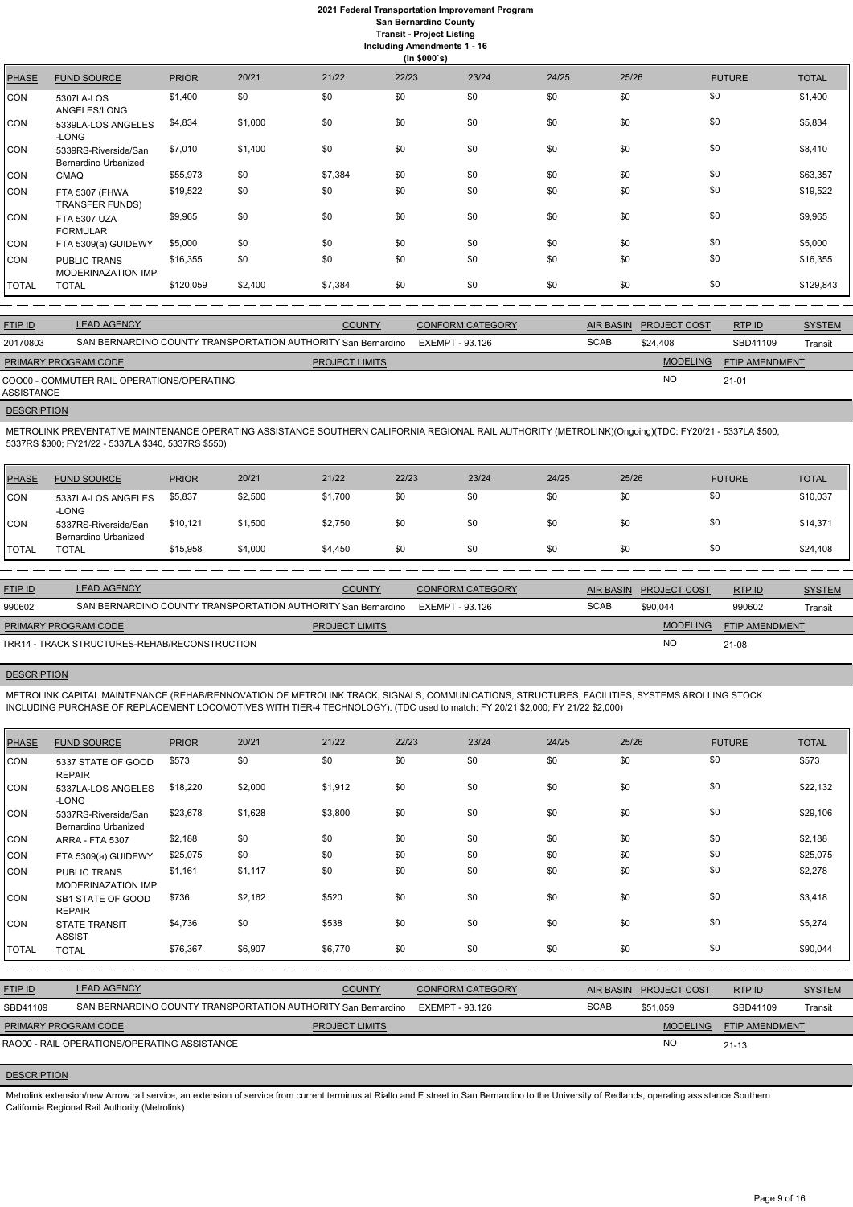# 2021 Federal Transportation Improvement Program
## San Bernardino County
### Transit - Project Listing
#### Including Amendments 1 - 16
#### (In $000`s)

| PHASE | FUND SOURCE | PRIOR | 20/21 | 21/22 | 22/23 | 23/24 | 24/25 | 25/26 | FUTURE | TOTAL |
|---|---|---|---|---|---|---|---|---|---|---|
| CON | 5307LA-LOS ANGELES/LONG | $1,400 | $0 | $0 | $0 | $0 | $0 | $0 | $0 | $1,400 |
| CON | 5339LA-LOS ANGELES -LONG | $4,834 | $1,000 | $0 | $0 | $0 | $0 | $0 | $0 | $5,834 |
| CON | 5339RS-Riverside/San Bernardino Urbanized | $7,010 | $1,400 | $0 | $0 | $0 | $0 | $0 | $0 | $8,410 |
| CON | CMAQ | $55,973 | $0 | $7,384 | $0 | $0 | $0 | $0 | $0 | $63,357 |
| CON | FTA 5307 (FHWA TRANSFER FUNDS) | $19,522 | $0 | $0 | $0 | $0 | $0 | $0 | $0 | $19,522 |
| CON | FTA 5307 UZA FORMULAR | $9,965 | $0 | $0 | $0 | $0 | $0 | $0 | $0 | $9,965 |
| CON | FTA 5309(a) GUIDEWY | $5,000 | $0 | $0 | $0 | $0 | $0 | $0 | $0 | $5,000 |
| CON | PUBLIC TRANS MODERINAZATION IMP | $16,355 | $0 | $0 | $0 | $0 | $0 | $0 | $0 | $16,355 |
| TOTAL | TOTAL | $120,059 | $2,400 | $7,384 | $0 | $0 | $0 | $0 | $0 | $129,843 |

| FTIP ID | LEAD AGENCY | COUNTY | CONFORM CATEGORY | AIR BASIN | PROJECT COST | RTP ID | SYSTEM |
|---|---|---|---|---|---|---|---|
| 20170803 | SAN BERNARDINO COUNTY TRANSPORTATION AUTHORITY | San Bernardino | EXEMPT - 93.126 | SCAB | $24,408 | SBD41109 | Transit |

| PRIMARY PROGRAM CODE | PROJECT LIMITS | MODELING | FTIP AMENDMENT |
|---|---|---|---|
| COO00 - COMMUTER RAIL OPERATIONS/OPERATING ASSISTANCE | | NO | 21-01 |

**DESCRIPTION**

METROLINK PREVENTATIVE MAINTENANCE OPERATING ASSISTANCE SOUTHERN CALIFORNIA REGIONAL RAIL AUTHORITY (METROLINK)(Ongoing)(TDC: FY20/21 - 5337LA $500, 5337RS $300; FY21/22 - 5337LA $340, 5337RS $550)

| PHASE | FUND SOURCE | PRIOR | 20/21 | 21/22 | 22/23 | 23/24 | 24/25 | 25/26 | FUTURE | TOTAL |
|---|---|---|---|---|---|---|---|---|---|---|
| CON | 5337LA-LOS ANGELES -LONG | $5,837 | $2,500 | $1,700 | $0 | $0 | $0 | $0 | $0 | $10,037 |
| CON | 5337RS-Riverside/San Bernardino Urbanized | $10,121 | $1,500 | $2,750 | $0 | $0 | $0 | $0 | $0 | $14,371 |
| TOTAL | TOTAL | $15,958 | $4,000 | $4,450 | $0 | $0 | $0 | $0 | $0 | $24,408 |

| FTIP ID | LEAD AGENCY | COUNTY | CONFORM CATEGORY | AIR BASIN | PROJECT COST | RTP ID | SYSTEM |
|---|---|---|---|---|---|---|---|
| 990602 | SAN BERNARDINO COUNTY TRANSPORTATION AUTHORITY | San Bernardino | EXEMPT - 93.126 | SCAB | $90,044 | 990602 | Transit |

| PRIMARY PROGRAM CODE | PROJECT LIMITS | MODELING | FTIP AMENDMENT |
|---|---|---|---|
| TRR14 - TRACK STRUCTURES-REHAB/RECONSTRUCTION | | NO | 21-08 |

**DESCRIPTION**

METROLINK CAPITAL MAINTENANCE (REHAB/RENNOVATION OF METROLINK TRACK, SIGNALS, COMMUNICATIONS, STRUCTURES, FACILITIES, SYSTEMS &ROLLING STOCK INCLUDING PURCHASE OF REPLACEMENT LOCOMOTIVES WITH TIER-4 TECHNOLOGY). (TDC used to match: FY 20/21 $2,000; FY 21/22 $2,000)

| PHASE | FUND SOURCE | PRIOR | 20/21 | 21/22 | 22/23 | 23/24 | 24/25 | 25/26 | FUTURE | TOTAL |
|---|---|---|---|---|---|---|---|---|---|---|
| CON | 5337 STATE OF GOOD REPAIR | $573 | $0 | $0 | $0 | $0 | $0 | $0 | $0 | $573 |
| CON | 5337LA-LOS ANGELES -LONG | $18,220 | $2,000 | $1,912 | $0 | $0 | $0 | $0 | $0 | $22,132 |
| CON | 5337RS-Riverside/San Bernardino Urbanized | $23,678 | $1,628 | $3,800 | $0 | $0 | $0 | $0 | $0 | $29,106 |
| CON | ARRA - FTA 5307 | $2,188 | $0 | $0 | $0 | $0 | $0 | $0 | $0 | $2,188 |
| CON | FTA 5309(a) GUIDEWY | $25,075 | $0 | $0 | $0 | $0 | $0 | $0 | $0 | $25,075 |
| CON | PUBLIC TRANS MODERINAZATION IMP | $1,161 | $1,117 | $0 | $0 | $0 | $0 | $0 | $0 | $2,278 |
| CON | SB1 STATE OF GOOD REPAIR | $736 | $2,162 | $520 | $0 | $0 | $0 | $0 | $0 | $3,418 |
| CON | STATE TRANSIT ASSIST | $4,736 | $0 | $538 | $0 | $0 | $0 | $0 | $0 | $5,274 |
| TOTAL | TOTAL | $76,367 | $6,907 | $6,770 | $0 | $0 | $0 | $0 | $0 | $90,044 |

| FTIP ID | LEAD AGENCY | COUNTY | CONFORM CATEGORY | AIR BASIN | PROJECT COST | RTP ID | SYSTEM |
|---|---|---|---|---|---|---|---|
| SBD41109 | SAN BERNARDINO COUNTY TRANSPORTATION AUTHORITY | San Bernardino | EXEMPT - 93.126 | SCAB | $51,059 | SBD41109 | Transit |

| PRIMARY PROGRAM CODE | PROJECT LIMITS | MODELING | FTIP AMENDMENT |
|---|---|---|---|
| RAO00 - RAIL OPERATIONS/OPERATING ASSISTANCE | | NO | 21-13 |

**DESCRIPTION**

Metrolink extension/new Arrow rail service, an extension of service from current terminus at Rialto and E street in San Bernardino to the University of Redlands, operating assistance Southern California Regional Rail Authority (Metrolink)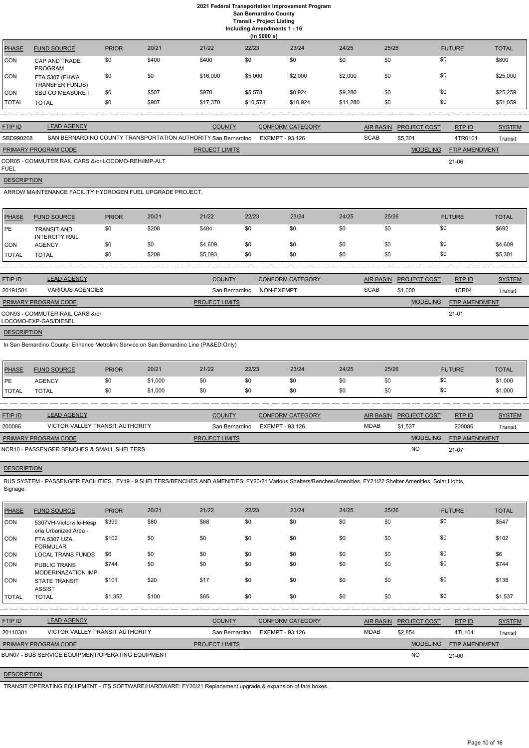# 2021 Federal Transportation Improvement Program
## San Bernardino County
### Transit - Project Listing
### Including Amendments 1 - 16
(In $000`s)

| PHASE | FUND SOURCE | PRIOR | 20/21 | 21/22 | 22/23 | 23/24 | 24/25 | 25/26 | FUTURE | TOTAL |
|---|---|---|---|---|---|---|---|---|---|---|
| CON | CAP AND TRADE PROGRAM | $0 | $400 | $400 | $0 | $0 | $0 | $0 | $0 | $800 |
| CON | FTA 5307 (FHWA TRANSFER FUNDS) | $0 | $0 | $16,000 | $5,000 | $2,000 | $2,000 | $0 | $0 | $25,000 |
| CON | SBD CO MEASURE I | $0 | $507 | $970 | $5,578 | $8,924 | $9,280 | $0 | $0 | $25,259 |
| TOTAL | TOTAL | $0 | $907 | $17,370 | $10,578 | $10,924 | $11,280 | $0 | $0 | $51,059 |

| FTIP ID | LEAD AGENCY | COUNTY | CONFORM CATEGORY | AIR BASIN | PROJECT COST | RTP ID | SYSTEM |
|---|---|---|---|---|---|---|---|
| SBD990208 | SAN BERNARDINO COUNTY TRANSPORTATION AUTHORITY | San Bernardino | EXEMPT - 93.126 | SCAB | $5,301 | 4TR0101 | Transit |

| PRIMARY PROGRAM CODE | PROJECT LIMITS | MODELING | FTIP AMENDMENT |
|---|---|---|---|
| COR05 - COMMUTER RAIL CARS &/or LOCOMO-REH/IMP-ALT FUEL | | | 21-06 |

**DESCRIPTION**

ARROW MAINTENANCE FACILITY HYDROGEN FUEL UPGRADE PROJECT.

| PHASE | FUND SOURCE | PRIOR | 20/21 | 21/22 | 22/23 | 23/24 | 24/25 | 25/26 | FUTURE | TOTAL |
|---|---|---|---|---|---|---|---|---|---|---|
| PE | TRANSIT AND INTERCITY RAIL | $0 | $208 | $484 | $0 | $0 | $0 | $0 | $0 | $692 |
| CON | AGENCY | $0 | $0 | $4,609 | $0 | $0 | $0 | $0 | $0 | $4,609 |
| TOTAL | TOTAL | $0 | $208 | $5,093 | $0 | $0 | $0 | $0 | $0 | $5,301 |

| FTIP ID | LEAD AGENCY | COUNTY | CONFORM CATEGORY | AIR BASIN | PROJECT COST | RTP ID | SYSTEM |
|---|---|---|---|---|---|---|---|
| 20191501 | VARIOUS AGENCIES | San Bernardino | NON-EXEMPT | SCAB | $1,000 | 4CR04 | Transit |

| PRIMARY PROGRAM CODE | PROJECT LIMITS | MODELING | FTIP AMENDMENT |
|---|---|---|---|
| CON93 - COMMUTER RAIL CARS &/or LOCOMO-EXP-GAS/DIESEL | | | 21-01 |

**DESCRIPTION**

In San Bernardino County: Enhance Metrolink Service on San Bernardino Line (PA&ED Only)

| PHASE | FUND SOURCE | PRIOR | 20/21 | 21/22 | 22/23 | 23/24 | 24/25 | 25/26 | FUTURE | TOTAL |
|---|---|---|---|---|---|---|---|---|---|---|
| PE | AGENCY | $0 | $1,000 | $0 | $0 | $0 | $0 | $0 | $0 | $1,000 |
| TOTAL | TOTAL | $0 | $1,000 | $0 | $0 | $0 | $0 | $0 | $0 | $1,000 |

| FTIP ID | LEAD AGENCY | COUNTY | CONFORM CATEGORY | AIR BASIN | PROJECT COST | RTP ID | SYSTEM |
|---|---|---|---|---|---|---|---|
| 200086 | VICTOR VALLEY TRANSIT AUTHORITY | San Bernardino | EXEMPT - 93.126 | MDAB | $1,537 | 200086 | Transit |

| PRIMARY PROGRAM CODE | PROJECT LIMITS | MODELING | FTIP AMENDMENT |
|---|---|---|---|
| NCR10 - PASSENGER BENCHES & SMALL SHELTERS | | NO | 21-07 |

**DESCRIPTION**

BUS SYSTEM - PASSENGER FACILITIES. FY19 - 9 SHELTERS/BENCHES AND AMENITIES; FY20/21 Various Shelters/Benches/Amenities, FY21/22 Shelter Amenities, Solar Lights, Signage.

| PHASE | FUND SOURCE | PRIOR | 20/21 | 21/22 | 22/23 | 23/24 | 24/25 | 25/26 | FUTURE | TOTAL |
|---|---|---|---|---|---|---|---|---|---|---|
| CON | 5307VH-Victorville-Hesperia Urbanized Area - | $399 | $80 | $68 | $0 | $0 | $0 | $0 | $0 | $547 |
| CON | FTA 5307 UZA FORMULAR | $102 | $0 | $0 | $0 | $0 | $0 | $0 | $0 | $102 |
| CON | LOCAL TRANS FUNDS | $6 | $0 | $0 | $0 | $0 | $0 | $0 | $0 | $6 |
| CON | PUBLIC TRANS MODERINAZATION IMP | $744 | $0 | $0 | $0 | $0 | $0 | $0 | $0 | $744 |
| CON | STATE TRANSIT ASSIST | $101 | $20 | $17 | $0 | $0 | $0 | $0 | $0 | $138 |
| TOTAL | TOTAL | $1,352 | $100 | $85 | $0 | $0 | $0 | $0 | $0 | $1,537 |

| FTIP ID | LEAD AGENCY | COUNTY | CONFORM CATEGORY | AIR BASIN | PROJECT COST | RTP ID | SYSTEM |
|---|---|---|---|---|---|---|---|
| 20110301 | VICTOR VALLEY TRANSIT AUTHORITY | San Bernardino | EXEMPT - 93.126 | MDAB | $2,854 | 4TL104 | Transit |

| PRIMARY PROGRAM CODE | PROJECT LIMITS | MODELING | FTIP AMENDMENT |
|---|---|---|---|
| BUN07 - BUS SERVICE EQUIPMENT/OPERATING EQUIPMENT | | NO | 21-00 |

**DESCRIPTION**

TRANSIT OPERATING EQUIPMENT - ITS SOFTWARE/HARDWARE: FY20/21 Replacement upgrade & expansion of fare boxes.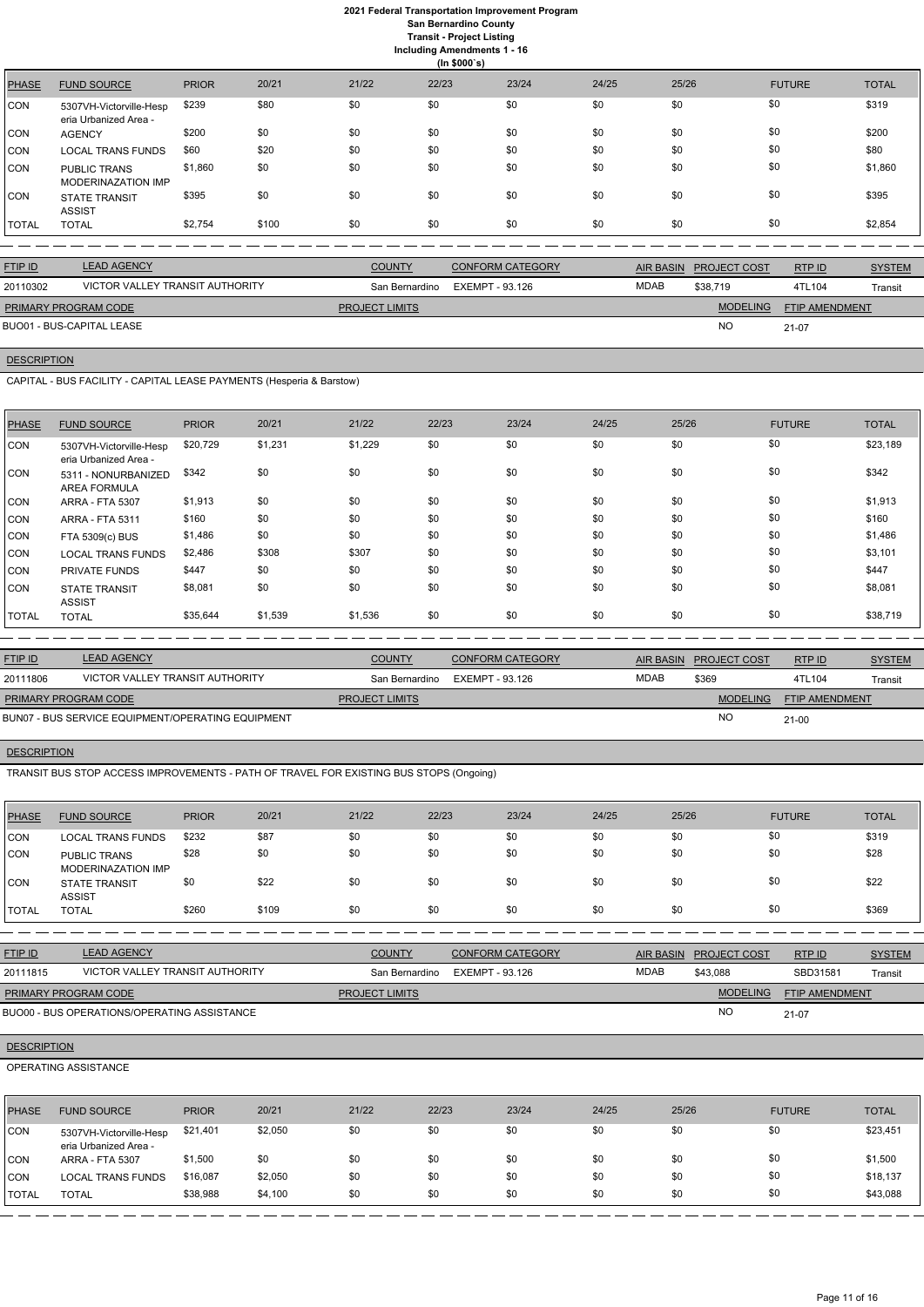# 2021 Federal Transportation Improvement Program
## San Bernardino County
### Transit - Project Listing
### Including Amendments 1 - 16
### (In $000`s)

| PHASE | FUND SOURCE | PRIOR | 20/21 | 21/22 | 22/23 | 23/24 | 24/25 | 25/26 | FUTURE | TOTAL |
|---|---|---|---|---|---|---|---|---|---|---|
| CON | 5307VH-Victorville-Hesperia Urbanized Area - | $239 | $80 | $0 | $0 | $0 | $0 | $0 | $0 | $319 |
| CON | AGENCY | $200 | $0 | $0 | $0 | $0 | $0 | $0 | $0 | $200 |
| CON | LOCAL TRANS FUNDS | $60 | $20 | $0 | $0 | $0 | $0 | $0 | $0 | $80 |
| CON | PUBLIC TRANS MODERINAZATION IMP | $1,860 | $0 | $0 | $0 | $0 | $0 | $0 | $0 | $1,860 |
| CON | STATE TRANSIT ASSIST | $395 | $0 | $0 | $0 | $0 | $0 | $0 | $0 | $395 |
| TOTAL | TOTAL | $2,754 | $100 | $0 | $0 | $0 | $0 | $0 | $0 | $2,854 |

| FTIP ID | LEAD AGENCY | COUNTY | CONFORM CATEGORY | AIR BASIN | PROJECT COST | RTP ID | SYSTEM |
|---|---|---|---|---|---|---|---|
| 20110302 | VICTOR VALLEY TRANSIT AUTHORITY | San Bernardino | EXEMPT - 93.126 | MDAB | $38,719 | 4TL104 | Transit |

| PRIMARY PROGRAM CODE | PROJECT LIMITS | MODELING | FTIP AMENDMENT |
|---|---|---|---|
| BUO01 - BUS-CAPITAL LEASE | | NO | 21-07 |

**DESCRIPTION**

CAPITAL - BUS FACILITY - CAPITAL LEASE PAYMENTS (Hesperia & Barstow)

| PHASE | FUND SOURCE | PRIOR | 20/21 | 21/22 | 22/23 | 23/24 | 24/25 | 25/26 | FUTURE | TOTAL |
|---|---|---|---|---|---|---|---|---|---|---|
| CON | 5307VH-Victorville-Hesperia Urbanized Area - | $20,729 | $1,231 | $1,229 | $0 | $0 | $0 | $0 | $0 | $23,189 |
| CON | 5311 - NONURBANIZED AREA FORMULA | $342 | $0 | $0 | $0 | $0 | $0 | $0 | $0 | $342 |
| CON | ARRA - FTA 5307 | $1,913 | $0 | $0 | $0 | $0 | $0 | $0 | $0 | $1,913 |
| CON | ARRA - FTA 5311 | $160 | $0 | $0 | $0 | $0 | $0 | $0 | $0 | $160 |
| CON | FTA 5309(c) BUS | $1,486 | $0 | $0 | $0 | $0 | $0 | $0 | $0 | $1,486 |
| CON | LOCAL TRANS FUNDS | $2,486 | $308 | $307 | $0 | $0 | $0 | $0 | $0 | $3,101 |
| CON | PRIVATE FUNDS | $447 | $0 | $0 | $0 | $0 | $0 | $0 | $0 | $447 |
| CON | STATE TRANSIT ASSIST | $8,081 | $0 | $0 | $0 | $0 | $0 | $0 | $0 | $8,081 |
| TOTAL | TOTAL | $35,644 | $1,539 | $1,536 | $0 | $0 | $0 | $0 | $0 | $38,719 |

| FTIP ID | LEAD AGENCY | COUNTY | CONFORM CATEGORY | AIR BASIN | PROJECT COST | RTP ID | SYSTEM |
|---|---|---|---|---|---|---|---|
| 20111806 | VICTOR VALLEY TRANSIT AUTHORITY | San Bernardino | EXEMPT - 93.126 | MDAB | $369 | 4TL104 | Transit |

| PRIMARY PROGRAM CODE | PROJECT LIMITS | MODELING | FTIP AMENDMENT |
|---|---|---|---|
| BUN07 - BUS SERVICE EQUIPMENT/OPERATING EQUIPMENT | | NO | 21-00 |

**DESCRIPTION**

TRANSIT BUS STOP ACCESS IMPROVEMENTS - PATH OF TRAVEL FOR EXISTING BUS STOPS (Ongoing)

| PHASE | FUND SOURCE | PRIOR | 20/21 | 21/22 | 22/23 | 23/24 | 24/25 | 25/26 | FUTURE | TOTAL |
|---|---|---|---|---|---|---|---|---|---|---|
| CON | LOCAL TRANS FUNDS | $232 | $87 | $0 | $0 | $0 | $0 | $0 | $0 | $319 |
| CON | PUBLIC TRANS MODERINAZATION IMP | $28 | $0 | $0 | $0 | $0 | $0 | $0 | $0 | $28 |
| CON | STATE TRANSIT ASSIST | $0 | $22 | $0 | $0 | $0 | $0 | $0 | $0 | $22 |
| TOTAL | TOTAL | $260 | $109 | $0 | $0 | $0 | $0 | $0 | $0 | $369 |

| FTIP ID | LEAD AGENCY | COUNTY | CONFORM CATEGORY | AIR BASIN | PROJECT COST | RTP ID | SYSTEM |
|---|---|---|---|---|---|---|---|
| 20111815 | VICTOR VALLEY TRANSIT AUTHORITY | San Bernardino | EXEMPT - 93.126 | MDAB | $43,088 | SBD31581 | Transit |

| PRIMARY PROGRAM CODE | PROJECT LIMITS | MODELING | FTIP AMENDMENT |
|---|---|---|---|
| BUO00 - BUS OPERATIONS/OPERATING ASSISTANCE | | NO | 21-07 |

**DESCRIPTION**

OPERATING ASSISTANCE

| PHASE | FUND SOURCE | PRIOR | 20/21 | 21/22 | 22/23 | 23/24 | 24/25 | 25/26 | FUTURE | TOTAL |
|---|---|---|---|---|---|---|---|---|---|---|
| CON | 5307VH-Victorville-Hesperia Urbanized Area - | $21,401 | $2,050 | $0 | $0 | $0 | $0 | $0 | $0 | $23,451 |
| CON | ARRA - FTA 5307 | $1,500 | $0 | $0 | $0 | $0 | $0 | $0 | $0 | $1,500 |
| CON | LOCAL TRANS FUNDS | $16,087 | $2,050 | $0 | $0 | $0 | $0 | $0 | $0 | $18,137 |
| TOTAL | TOTAL | $38,988 | $4,100 | $0 | $0 | $0 | $0 | $0 | $0 | $43,088 |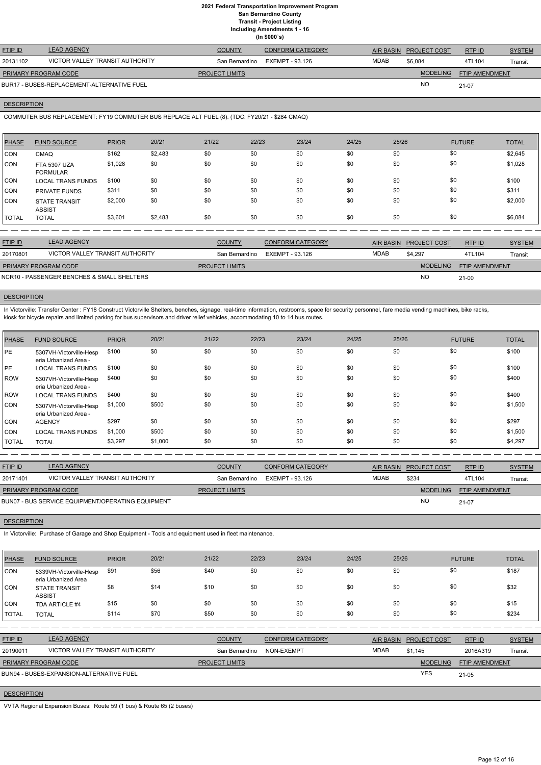# 2021 Federal Transportation Improvement Program
## San Bernardino County
## Transit - Project Listing
## Including Amendments 1 - 16
## (In $000`s)

| FTIP ID | LEAD AGENCY | COUNTY | CONFORM CATEGORY | AIR BASIN | PROJECT COST | RTP ID | SYSTEM |
|---|---|---|---|---|---|---|---|
| 20131102 | VICTOR VALLEY TRANSIT AUTHORITY | San Bernardino | EXEMPT - 93.126 | MDAB | $6,084 | 4TL104 | Transit |

| PRIMARY PROGRAM CODE | PROJECT LIMITS | MODELING | FTIP AMENDMENT |
|---|---|---|---|
| BUR17 - BUSES-REPLACEMENT-ALTERNATIVE FUEL | | NO | 21-07 |

**DESCRIPTION**

COMMUTER BUS REPLACEMENT: FY19 COMMUTER BUS REPLACE ALT FUEL (8). (TDC: FY20/21 - $284 CMAQ)

| PHASE | FUND SOURCE | PRIOR | 20/21 | 21/22 | 22/23 | 23/24 | 24/25 | 25/26 | FUTURE | TOTAL |
|---|---|---|---|---|---|---|---|---|---|---|
| CON | CMAQ | $162 | $2,483 | $0 | $0 | $0 | $0 | $0 | $0 | $2,645 |
| CON | FTA 5307 UZA FORMULAR | $1,028 | $0 | $0 | $0 | $0 | $0 | $0 | $0 | $1,028 |
| CON | LOCAL TRANS FUNDS | $100 | $0 | $0 | $0 | $0 | $0 | $0 | $0 | $100 |
| CON | PRIVATE FUNDS | $311 | $0 | $0 | $0 | $0 | $0 | $0 | $0 | $311 |
| CON | STATE TRANSIT ASSIST | $2,000 | $0 | $0 | $0 | $0 | $0 | $0 | $0 | $2,000 |
| TOTAL | TOTAL | $3,601 | $2,483 | $0 | $0 | $0 | $0 | $0 | $0 | $6,084 |

| FTIP ID | LEAD AGENCY | COUNTY | CONFORM CATEGORY | AIR BASIN | PROJECT COST | RTP ID | SYSTEM |
|---|---|---|---|---|---|---|---|
| 20170801 | VICTOR VALLEY TRANSIT AUTHORITY | San Bernardino | EXEMPT - 93.126 | MDAB | $4,297 | 4TL104 | Transit |

| PRIMARY PROGRAM CODE | PROJECT LIMITS | MODELING | FTIP AMENDMENT |
|---|---|---|---|
| NCR10 - PASSENGER BENCHES & SMALL SHELTERS | | NO | 21-00 |

**DESCRIPTION**

In Victorville: Transfer Center : FY18 Construct Victorville Shelters, benches, signage, real-time information, restrooms, space for security personnel, fare media vending machines, bike racks, kiosk for bicycle repairs and limited parking for bus supervisors and driver relief vehicles, accommodating 10 to 14 bus routes.

| PHASE | FUND SOURCE | PRIOR | 20/21 | 21/22 | 22/23 | 23/24 | 24/25 | 25/26 | FUTURE | TOTAL |
|---|---|---|---|---|---|---|---|---|---|---|
| PE | 5307VH-Victorville-Hesperia Urbanized Area - | $100 | $0 | $0 | $0 | $0 | $0 | $0 | $0 | $100 |
| PE | LOCAL TRANS FUNDS | $100 | $0 | $0 | $0 | $0 | $0 | $0 | $0 | $100 |
| ROW | 5307VH-Victorville-Hesperia Urbanized Area - | $400 | $0 | $0 | $0 | $0 | $0 | $0 | $0 | $400 |
| ROW | LOCAL TRANS FUNDS | $400 | $0 | $0 | $0 | $0 | $0 | $0 | $0 | $400 |
| CON | 5307VH-Victorville-Hesperia Urbanized Area - | $1,000 | $500 | $0 | $0 | $0 | $0 | $0 | $0 | $1,500 |
| CON | AGENCY | $297 | $0 | $0 | $0 | $0 | $0 | $0 | $0 | $297 |
| CON | LOCAL TRANS FUNDS | $1,000 | $500 | $0 | $0 | $0 | $0 | $0 | $0 | $1,500 |
| TOTAL | TOTAL | $3,297 | $1,000 | $0 | $0 | $0 | $0 | $0 | $0 | $4,297 |

| FTIP ID | LEAD AGENCY | COUNTY | CONFORM CATEGORY | AIR BASIN | PROJECT COST | RTP ID | SYSTEM |
|---|---|---|---|---|---|---|---|
| 20171401 | VICTOR VALLEY TRANSIT AUTHORITY | San Bernardino | EXEMPT - 93.126 | MDAB | $234 | 4TL104 | Transit |

| PRIMARY PROGRAM CODE | PROJECT LIMITS | MODELING | FTIP AMENDMENT |
|---|---|---|---|
| BUN07 - BUS SERVICE EQUIPMENT/OPERATING EQUIPMENT | | NO | 21-07 |

**DESCRIPTION**

In Victorville: Purchase of Garage and Shop Equipment - Tools and equipment used in fleet maintenance.

| PHASE | FUND SOURCE | PRIOR | 20/21 | 21/22 | 22/23 | 23/24 | 24/25 | 25/26 | FUTURE | TOTAL |
|---|---|---|---|---|---|---|---|---|---|---|
| CON | 5339VH-Victorville-Hesperia Urbanized Area | $91 | $56 | $40 | $0 | $0 | $0 | $0 | $0 | $187 |
| CON | STATE TRANSIT ASSIST | $8 | $14 | $10 | $0 | $0 | $0 | $0 | $0 | $32 |
| CON | TDA ARTICLE #4 | $15 | $0 | $0 | $0 | $0 | $0 | $0 | $0 | $15 |
| TOTAL | TOTAL | $114 | $70 | $50 | $0 | $0 | $0 | $0 | $0 | $234 |

| FTIP ID | LEAD AGENCY | COUNTY | CONFORM CATEGORY | AIR BASIN | PROJECT COST | RTP ID | SYSTEM |
|---|---|---|---|---|---|---|---|
| 20190011 | VICTOR VALLEY TRANSIT AUTHORITY | San Bernardino | NON-EXEMPT | MDAB | $1,145 | 2016A319 | Transit |

| PRIMARY PROGRAM CODE | PROJECT LIMITS | MODELING | FTIP AMENDMENT |
|---|---|---|---|
| BUN94 - BUSES-EXPANSION-ALTERNATIVE FUEL | | YES | 21-05 |

**DESCRIPTION**

VVTA Regional Expansion Buses: Route 59 (1 bus) & Route 65 (2 buses)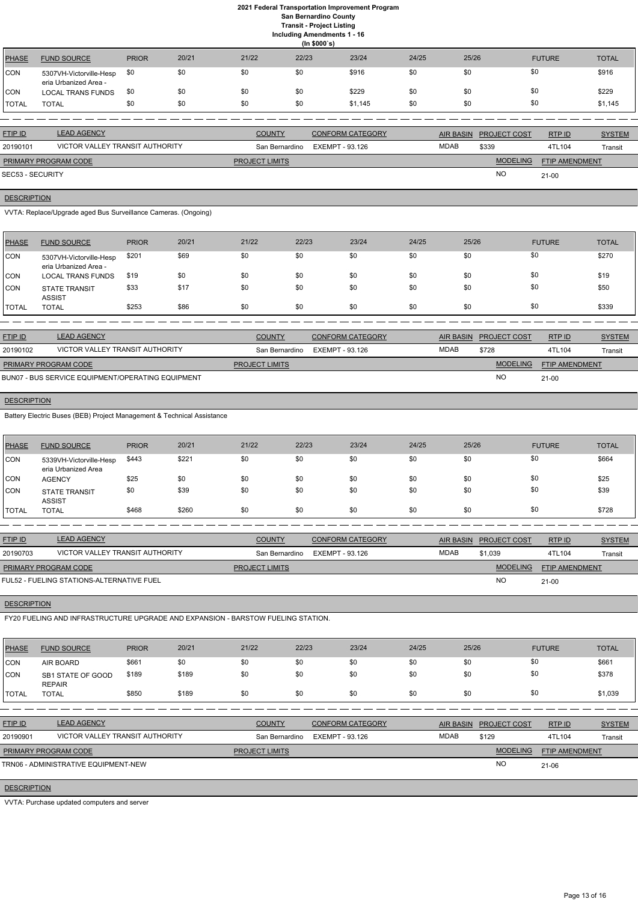# 2021 Federal Transportation Improvement Program
## San Bernardino County
### Transit - Project Listing
#### Including Amendments 1 - 16
(In $000`s)

| PHASE | FUND SOURCE | PRIOR | 20/21 | 21/22 | 22/23 | 23/24 | 24/25 | 25/26 | FUTURE | TOTAL |
|---|---|---|---|---|---|---|---|---|---|---|
| CON | 5307VH-Victorville-Hesperia Urbanized Area - | $0 | $0 | $0 | $0 | $916 | $0 | $0 | $0 | $916 |
| CON | LOCAL TRANS FUNDS | $0 | $0 | $0 | $0 | $229 | $0 | $0 | $0 | $229 |
| TOTAL | TOTAL | $0 | $0 | $0 | $0 | $1,145 | $0 | $0 | $0 | $1,145 |

| FTIP ID | LEAD AGENCY | COUNTY | CONFORM CATEGORY | AIR BASIN | PROJECT COST | RTP ID | SYSTEM |
|---|---|---|---|---|---|---|---|
| 20190101 | VICTOR VALLEY TRANSIT AUTHORITY | San Bernardino | EXEMPT - 93.126 | MDAB | $339 | 4TL104 | Transit |

| PRIMARY PROGRAM CODE | PROJECT LIMITS | MODELING | FTIP AMENDMENT |
|---|---|---|---|
| SEC53 - SECURITY | | NO | 21-00 |

**DESCRIPTION**

VVTA: Replace/Upgrade aged Bus Surveillance Cameras. (Ongoing)

| PHASE | FUND SOURCE | PRIOR | 20/21 | 21/22 | 22/23 | 23/24 | 24/25 | 25/26 | FUTURE | TOTAL |
|---|---|---|---|---|---|---|---|---|---|---|
| CON | 5307VH-Victorville-Hesperia Urbanized Area - | $201 | $69 | $0 | $0 | $0 | $0 | $0 | $0 | $270 |
| CON | LOCAL TRANS FUNDS | $19 | $0 | $0 | $0 | $0 | $0 | $0 | $0 | $19 |
| CON | STATE TRANSIT ASSIST | $33 | $17 | $0 | $0 | $0 | $0 | $0 | $0 | $50 |
| TOTAL | TOTAL | $253 | $86 | $0 | $0 | $0 | $0 | $0 | $0 | $339 |

| FTIP ID | LEAD AGENCY | COUNTY | CONFORM CATEGORY | AIR BASIN | PROJECT COST | RTP ID | SYSTEM |
|---|---|---|---|---|---|---|---|
| 20190102 | VICTOR VALLEY TRANSIT AUTHORITY | San Bernardino | EXEMPT - 93.126 | MDAB | $728 | 4TL104 | Transit |

| PRIMARY PROGRAM CODE | PROJECT LIMITS | MODELING | FTIP AMENDMENT |
|---|---|---|---|
| BUN07 - BUS SERVICE EQUIPMENT/OPERATING EQUIPMENT | | NO | 21-00 |

**DESCRIPTION**

Battery Electric Buses (BEB) Project Management & Technical Assistance

| PHASE | FUND SOURCE | PRIOR | 20/21 | 21/22 | 22/23 | 23/24 | 24/25 | 25/26 | FUTURE | TOTAL |
|---|---|---|---|---|---|---|---|---|---|---|
| CON | 5339VH-Victorville-Hesperia Urbanized Area | $443 | $221 | $0 | $0 | $0 | $0 | $0 | $0 | $664 |
| CON | AGENCY | $25 | $0 | $0 | $0 | $0 | $0 | $0 | $0 | $25 |
| CON | STATE TRANSIT ASSIST | $0 | $39 | $0 | $0 | $0 | $0 | $0 | $0 | $39 |
| TOTAL | TOTAL | $468 | $260 | $0 | $0 | $0 | $0 | $0 | $0 | $728 |

| FTIP ID | LEAD AGENCY | COUNTY | CONFORM CATEGORY | AIR BASIN | PROJECT COST | RTP ID | SYSTEM |
|---|---|---|---|---|---|---|---|
| 20190703 | VICTOR VALLEY TRANSIT AUTHORITY | San Bernardino | EXEMPT - 93.126 | MDAB | $1,039 | 4TL104 | Transit |

| PRIMARY PROGRAM CODE | PROJECT LIMITS | MODELING | FTIP AMENDMENT |
|---|---|---|---|
| FUL52 - FUELING STATIONS-ALTERNATIVE FUEL | | NO | 21-00 |

**DESCRIPTION**

FY20 FUELING AND INFRASTRUCTURE UPGRADE AND EXPANSION - BARSTOW FUELING STATION.

| PHASE | FUND SOURCE | PRIOR | 20/21 | 21/22 | 22/23 | 23/24 | 24/25 | 25/26 | FUTURE | TOTAL |
|---|---|---|---|---|---|---|---|---|---|---|
| CON | AIR BOARD | $661 | $0 | $0 | $0 | $0 | $0 | $0 | $0 | $661 |
| CON | SB1 STATE OF GOOD REPAIR | $189 | $189 | $0 | $0 | $0 | $0 | $0 | $0 | $378 |
| TOTAL | TOTAL | $850 | $189 | $0 | $0 | $0 | $0 | $0 | $0 | $1,039 |

| FTIP ID | LEAD AGENCY | COUNTY | CONFORM CATEGORY | AIR BASIN | PROJECT COST | RTP ID | SYSTEM |
|---|---|---|---|---|---|---|---|
| 20190901 | VICTOR VALLEY TRANSIT AUTHORITY | San Bernardino | EXEMPT - 93.126 | MDAB | $129 | 4TL104 | Transit |

| PRIMARY PROGRAM CODE | PROJECT LIMITS | MODELING | FTIP AMENDMENT |
|---|---|---|---|
| TRN06 - ADMINISTRATIVE EQUIPMENT-NEW | | NO | 21-06 |

**DESCRIPTION**

VVTA: Purchase updated computers and server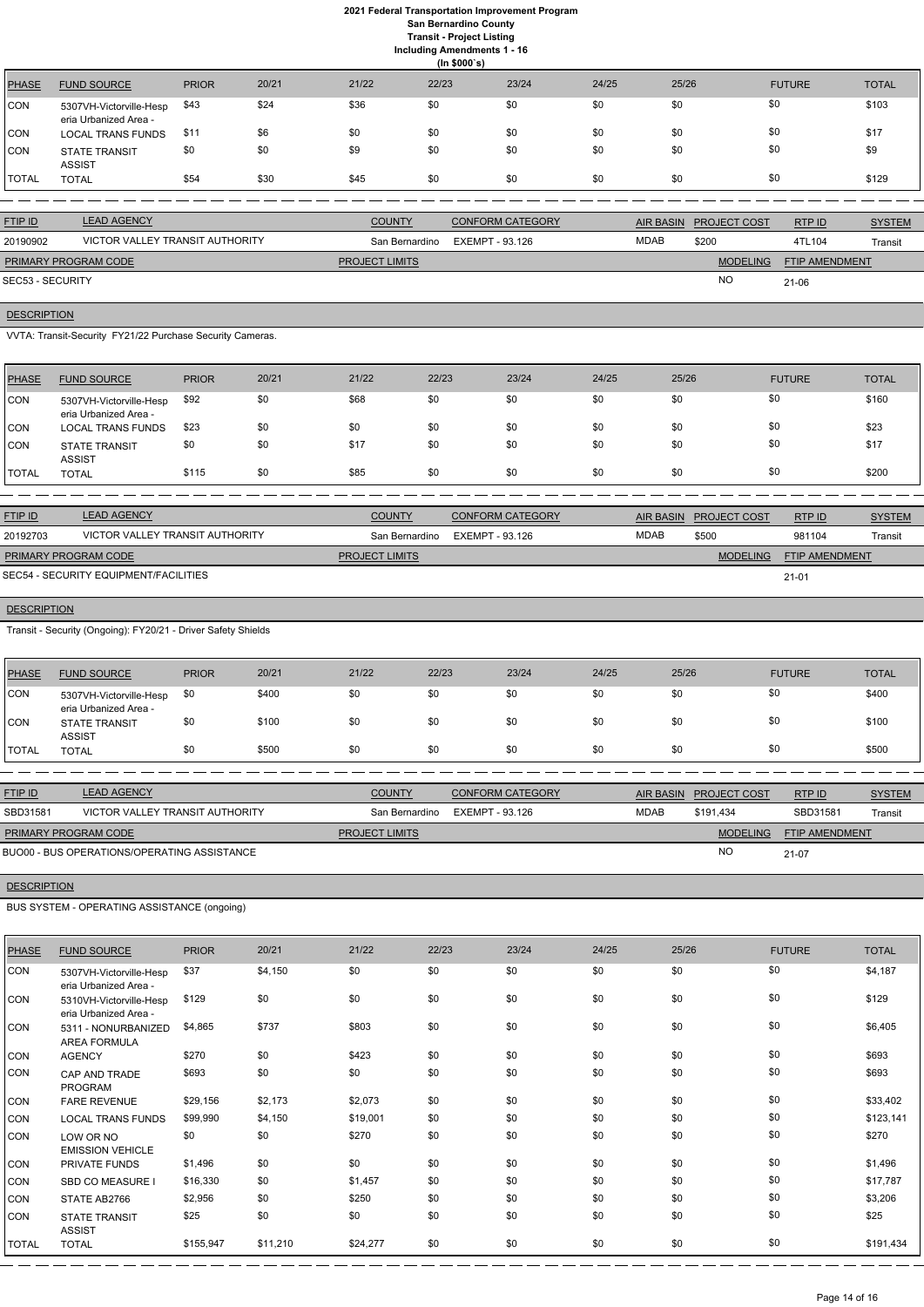# 2021 Federal Transportation Improvement Program
## San Bernardino County
### Transit - Project Listing
### Including Amendments 1 - 16
### (In $000`s)

| PHASE | FUND SOURCE | PRIOR | 20/21 | 21/22 | 22/23 | 23/24 | 24/25 | 25/26 | FUTURE | TOTAL |
|---|---|---|---|---|---|---|---|---|---|---|
| CON | 5307VH-Victorville-Hesperia Urbanized Area - | $43 | $24 | $36 | $0 | $0 | $0 | $0 | $0 | $103 |
| CON | LOCAL TRANS FUNDS | $11 | $6 | $0 | $0 | $0 | $0 | $0 | $0 | $17 |
| CON | STATE TRANSIT ASSIST | $0 | $0 | $9 | $0 | $0 | $0 | $0 | $0 | $9 |
| TOTAL | TOTAL | $54 | $30 | $45 | $0 | $0 | $0 | $0 | $0 | $129 |

| FTIP ID | LEAD AGENCY | COUNTY | CONFORM CATEGORY | AIR BASIN | PROJECT COST | RTP ID | SYSTEM |
|---|---|---|---|---|---|---|---|
| 20190902 | VICTOR VALLEY TRANSIT AUTHORITY | San Bernardino | EXEMPT - 93.126 | MDAB | $200 | 4TL104 | Transit |

| PRIMARY PROGRAM CODE | PROJECT LIMITS | MODELING | FTIP AMENDMENT |
|---|---|---|---|
| SEC53 - SECURITY | | NO | 21-06 |

**DESCRIPTION**

VVTA: Transit-Security FY21/22 Purchase Security Cameras.

| PHASE | FUND SOURCE | PRIOR | 20/21 | 21/22 | 22/23 | 23/24 | 24/25 | 25/26 | FUTURE | TOTAL |
|---|---|---|---|---|---|---|---|---|---|---|
| CON | 5307VH-Victorville-Hesperia Urbanized Area - | $92 | $0 | $68 | $0 | $0 | $0 | $0 | $0 | $160 |
| CON | LOCAL TRANS FUNDS | $23 | $0 | $0 | $0 | $0 | $0 | $0 | $0 | $23 |
| CON | STATE TRANSIT ASSIST | $0 | $0 | $17 | $0 | $0 | $0 | $0 | $0 | $17 |
| TOTAL | TOTAL | $115 | $0 | $85 | $0 | $0 | $0 | $0 | $0 | $200 |

| FTIP ID | LEAD AGENCY | COUNTY | CONFORM CATEGORY | AIR BASIN | PROJECT COST | RTP ID | SYSTEM |
|---|---|---|---|---|---|---|---|
| 20192703 | VICTOR VALLEY TRANSIT AUTHORITY | San Bernardino | EXEMPT - 93.126 | MDAB | $500 | 981104 | Transit |

| PRIMARY PROGRAM CODE | PROJECT LIMITS | MODELING | FTIP AMENDMENT |
|---|---|---|---|
| SEC54 - SECURITY EQUIPMENT/FACILITIES | | | 21-01 |

**DESCRIPTION**

Transit - Security (Ongoing): FY20/21 - Driver Safety Shields

| PHASE | FUND SOURCE | PRIOR | 20/21 | 21/22 | 22/23 | 23/24 | 24/25 | 25/26 | FUTURE | TOTAL |
|---|---|---|---|---|---|---|---|---|---|---|
| CON | 5307VH-Victorville-Hesperia Urbanized Area - | $0 | $400 | $0 | $0 | $0 | $0 | $0 | $0 | $400 |
| CON | STATE TRANSIT ASSIST | $0 | $100 | $0 | $0 | $0 | $0 | $0 | $0 | $100 |
| TOTAL | TOTAL | $0 | $500 | $0 | $0 | $0 | $0 | $0 | $0 | $500 |

| FTIP ID | LEAD AGENCY | COUNTY | CONFORM CATEGORY | AIR BASIN | PROJECT COST | RTP ID | SYSTEM |
|---|---|---|---|---|---|---|---|
| SBD31581 | VICTOR VALLEY TRANSIT AUTHORITY | San Bernardino | EXEMPT - 93.126 | MDAB | $191,434 | SBD31581 | Transit |

| PRIMARY PROGRAM CODE | PROJECT LIMITS | MODELING | FTIP AMENDMENT |
|---|---|---|---|
| BUO00 - BUS OPERATIONS/OPERATING ASSISTANCE | | NO | 21-07 |

**DESCRIPTION**

BUS SYSTEM - OPERATING ASSISTANCE (ongoing)

| PHASE | FUND SOURCE | PRIOR | 20/21 | 21/22 | 22/23 | 23/24 | 24/25 | 25/26 | FUTURE | TOTAL |
|---|---|---|---|---|---|---|---|---|---|---|
| CON | 5307VH-Victorville-Hesperia Urbanized Area - | $37 | $4,150 | $0 | $0 | $0 | $0 | $0 | $0 | $4,187 |
| CON | 5310VH-Victorville-Hesperia Urbanized Area - | $129 | $0 | $0 | $0 | $0 | $0 | $0 | $0 | $129 |
| CON | 5311 - NONURBANIZED AREA FORMULA | $4,865 | $737 | $803 | $0 | $0 | $0 | $0 | $0 | $6,405 |
| CON | AGENCY | $270 | $0 | $423 | $0 | $0 | $0 | $0 | $0 | $693 |
| CON | CAP AND TRADE PROGRAM | $693 | $0 | $0 | $0 | $0 | $0 | $0 | $0 | $693 |
| CON | FARE REVENUE | $29,156 | $2,173 | $2,073 | $0 | $0 | $0 | $0 | $0 | $33,402 |
| CON | LOCAL TRANS FUNDS | $99,990 | $4,150 | $19,001 | $0 | $0 | $0 | $0 | $0 | $123,141 |
| CON | LOW OR NO EMISSION VEHICLE | $0 | $0 | $270 | $0 | $0 | $0 | $0 | $0 | $270 |
| CON | PRIVATE FUNDS | $1,496 | $0 | $0 | $0 | $0 | $0 | $0 | $0 | $1,496 |
| CON | SBD CO MEASURE I | $16,330 | $0 | $1,457 | $0 | $0 | $0 | $0 | $0 | $17,787 |
| CON | STATE AB2766 | $2,956 | $0 | $250 | $0 | $0 | $0 | $0 | $0 | $3,206 |
| CON | STATE TRANSIT ASSIST | $25 | $0 | $0 | $0 | $0 | $0 | $0 | $0 | $25 |
| TOTAL | TOTAL | $155,947 | $11,210 | $24,277 | $0 | $0 | $0 | $0 | $0 | $191,434 |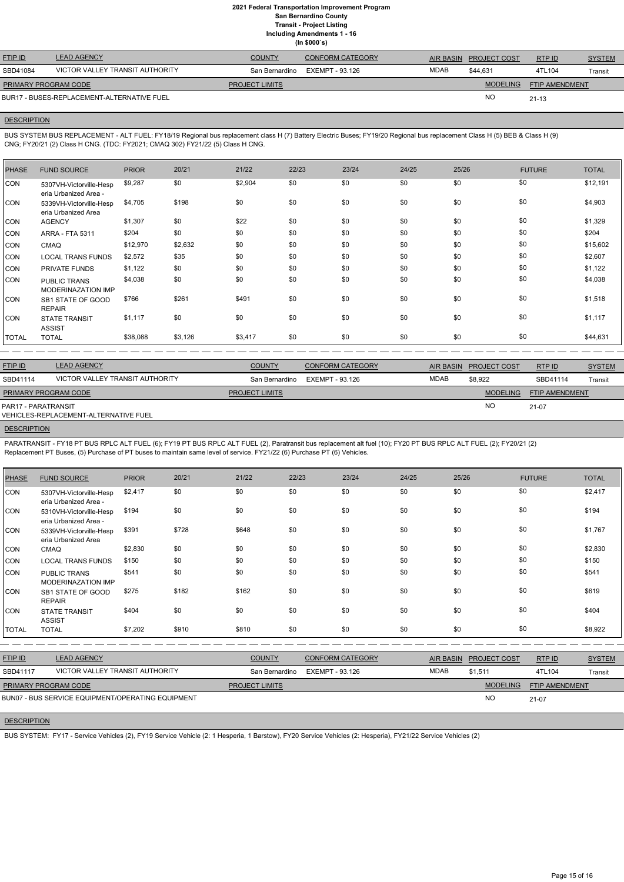# 2021 Federal Transportation Improvement Program
## San Bernardino County
### Transit - Project Listing
### Including Amendments 1 - 16
### (In $000`s)

| FTIP ID | LEAD AGENCY | COUNTY | CONFORM CATEGORY | AIR BASIN | PROJECT COST | RTP ID | SYSTEM |
|---|---|---|---|---|---|---|---|
| SBD41084 | VICTOR VALLEY TRANSIT AUTHORITY | San Bernardino | EXEMPT - 93.126 | MDAB | $44,631 | 4TL104 | Transit |

| PRIMARY PROGRAM CODE | PROJECT LIMITS | MODELING | FTIP AMENDMENT |
|---|---|---|---|
| BUR17 - BUSES-REPLACEMENT-ALTERNATIVE FUEL | | NO | 21-13 |

**DESCRIPTION**

BUS SYSTEM BUS REPLACEMENT - ALT FUEL: FY18/19 Regional bus replacement class H (7) Battery Electric Buses; FY19/20 Regional bus replacement Class H (5) BEB & Class H (9) CNG; FY20/21 (2) Class H CNG. (TDC: FY2021; CMAQ 302) FY21/22 (5) Class H CNG.

| PHASE | FUND SOURCE | PRIOR | 20/21 | 21/22 | 22/23 | 23/24 | 24/25 | 25/26 | FUTURE | TOTAL |
|---|---|---|---|---|---|---|---|---|---|---|
| CON | 5307VH-Victorville-Hesperia Urbanized Area - | $9,287 | $0 | $2,904 | $0 | $0 | $0 | $0 | $0 | $12,191 |
| CON | 5339VH-Victorville-Hesperia Urbanized Area | $4,705 | $198 | $0 | $0 | $0 | $0 | $0 | $0 | $4,903 |
| CON | AGENCY | $1,307 | $0 | $22 | $0 | $0 | $0 | $0 | $0 | $1,329 |
| CON | ARRA - FTA 5311 | $204 | $0 | $0 | $0 | $0 | $0 | $0 | $0 | $204 |
| CON | CMAQ | $12,970 | $2,632 | $0 | $0 | $0 | $0 | $0 | $0 | $15,602 |
| CON | LOCAL TRANS FUNDS | $2,572 | $35 | $0 | $0 | $0 | $0 | $0 | $0 | $2,607 |
| CON | PRIVATE FUNDS | $1,122 | $0 | $0 | $0 | $0 | $0 | $0 | $0 | $1,122 |
| CON | PUBLIC TRANS MODERINAZATION IMP | $4,038 | $0 | $0 | $0 | $0 | $0 | $0 | $0 | $4,038 |
| CON | SB1 STATE OF GOOD REPAIR | $766 | $261 | $491 | $0 | $0 | $0 | $0 | $0 | $1,518 |
| CON | STATE TRANSIT ASSIST | $1,117 | $0 | $0 | $0 | $0 | $0 | $0 | $0 | $1,117 |
| TOTAL | TOTAL | $38,088 | $3,126 | $3,417 | $0 | $0 | $0 | $0 | $0 | $44,631 |

| FTIP ID | LEAD AGENCY | COUNTY | CONFORM CATEGORY | AIR BASIN | PROJECT COST | RTP ID | SYSTEM |
|---|---|---|---|---|---|---|---|
| SBD41114 | VICTOR VALLEY TRANSIT AUTHORITY | San Bernardino | EXEMPT - 93.126 | MDAB | $8,922 | SBD41114 | Transit |

| PRIMARY PROGRAM CODE | PROJECT LIMITS | MODELING | FTIP AMENDMENT |
|---|---|---|---|
| PAR17 - PARATRANSIT VEHICLES-REPLACEMENT-ALTERNATIVE FUEL | | NO | 21-07 |

**DESCRIPTION**

PARATRANSIT - FY18 PT BUS RPLC ALT FUEL (6); FY19 PT BUS RPLC ALT FUEL (2), Paratransit bus replacement alt fuel (10); FY20 PT BUS RPLC ALT FUEL (2); FY20/21 (2) Replacement PT Buses, (5) Purchase of PT buses to maintain same level of service. FY21/22 (6) Purchase PT (6) Vehicles.

| PHASE | FUND SOURCE | PRIOR | 20/21 | 21/22 | 22/23 | 23/24 | 24/25 | 25/26 | FUTURE | TOTAL |
|---|---|---|---|---|---|---|---|---|---|---|
| CON | 5307VH-Victorville-Hesperia Urbanized Area - | $2,417 | $0 | $0 | $0 | $0 | $0 | $0 | $0 | $2,417 |
| CON | 5310VH-Victorville-Hesperia Urbanized Area - | $194 | $0 | $0 | $0 | $0 | $0 | $0 | $0 | $194 |
| CON | 5339VH-Victorville-Hesperia Urbanized Area | $391 | $728 | $648 | $0 | $0 | $0 | $0 | $0 | $1,767 |
| CON | CMAQ | $2,830 | $0 | $0 | $0 | $0 | $0 | $0 | $0 | $2,830 |
| CON | LOCAL TRANS FUNDS | $150 | $0 | $0 | $0 | $0 | $0 | $0 | $0 | $150 |
| CON | PUBLIC TRANS MODERINAZATION IMP | $541 | $0 | $0 | $0 | $0 | $0 | $0 | $0 | $541 |
| CON | SB1 STATE OF GOOD REPAIR | $275 | $182 | $162 | $0 | $0 | $0 | $0 | $0 | $619 |
| CON | STATE TRANSIT ASSIST | $404 | $0 | $0 | $0 | $0 | $0 | $0 | $0 | $404 |
| TOTAL | TOTAL | $7,202 | $910 | $810 | $0 | $0 | $0 | $0 | $0 | $8,922 |

| FTIP ID | LEAD AGENCY | COUNTY | CONFORM CATEGORY | AIR BASIN | PROJECT COST | RTP ID | SYSTEM |
|---|---|---|---|---|---|---|---|
| SBD41117 | VICTOR VALLEY TRANSIT AUTHORITY | San Bernardino | EXEMPT - 93.126 | MDAB | $1,511 | 4TL104 | Transit |

| PRIMARY PROGRAM CODE | PROJECT LIMITS | MODELING | FTIP AMENDMENT |
|---|---|---|---|
| BUN07 - BUS SERVICE EQUIPMENT/OPERATING EQUIPMENT | | NO | 21-07 |

**DESCRIPTION**

BUS SYSTEM: FY17 - Service Vehicles (2), FY19 Service Vehicle (2: 1 Hesperia, 1 Barstow), FY20 Service Vehicles (2: Hesperia), FY21/22 Service Vehicles (2)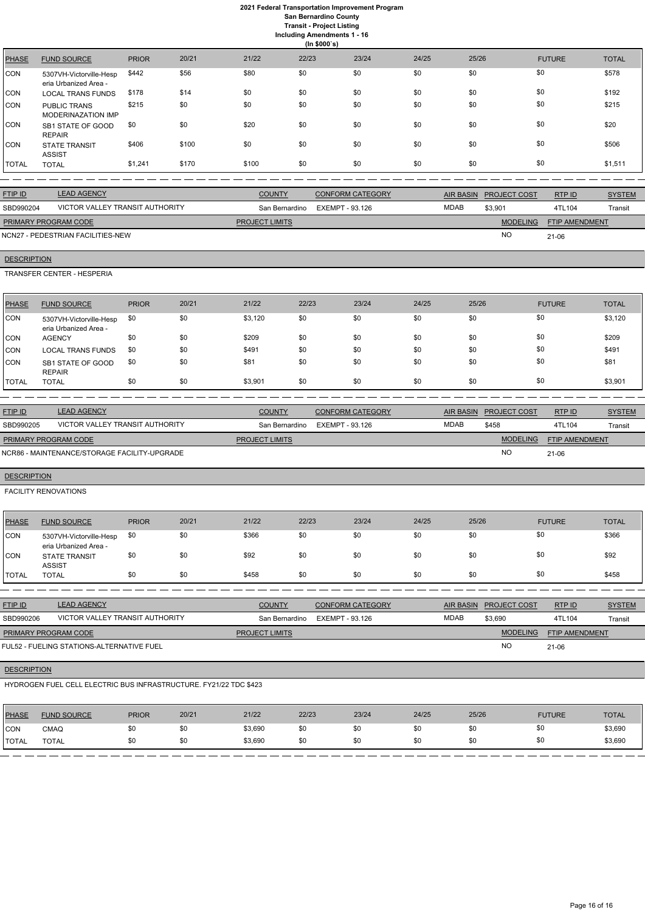# 2021 Federal Transportation Improvement Program
## San Bernardino County
### Transit - Project Listing
#### Including Amendments 1 - 16
(In $000`s)

| PHASE | FUND SOURCE | PRIOR | 20/21 | 21/22 | 22/23 | 23/24 | 24/25 | 25/26 | FUTURE | TOTAL |
|---|---|---|---|---|---|---|---|---|---|---|
| CON | 5307VH-Victorville-Hesperia Urbanized Area - | $442 | $56 | $80 | $0 | $0 | $0 | $0 | $0 | $578 |
| CON | LOCAL TRANS FUNDS | $178 | $14 | $0 | $0 | $0 | $0 | $0 | $0 | $192 |
| CON | PUBLIC TRANS MODERINAZATION IMP | $215 | $0 | $0 | $0 | $0 | $0 | $0 | $0 | $215 |
| CON | SB1 STATE OF GOOD REPAIR | $0 | $0 | $20 | $0 | $0 | $0 | $0 | $0 | $20 |
| CON | STATE TRANSIT ASSIST | $406 | $100 | $0 | $0 | $0 | $0 | $0 | $0 | $506 |
| TOTAL | TOTAL | $1,241 | $170 | $100 | $0 | $0 | $0 | $0 | $0 | $1,511 |

| FTIP ID | LEAD AGENCY | COUNTY | CONFORM CATEGORY | AIR BASIN | PROJECT COST | RTP ID | SYSTEM |
|---|---|---|---|---|---|---|---|
| SBD990204 | VICTOR VALLEY TRANSIT AUTHORITY | San Bernardino | EXEMPT - 93.126 | MDAB | $3,901 | 4TL104 | Transit |

| PRIMARY PROGRAM CODE | PROJECT LIMITS | MODELING | FTIP AMENDMENT |
|---|---|---|---|
| NCN27 - PEDESTRIAN FACILITIES-NEW | | NO | 21-06 |

**DESCRIPTION**

TRANSFER CENTER - HESPERIA

| PHASE | FUND SOURCE | PRIOR | 20/21 | 21/22 | 22/23 | 23/24 | 24/25 | 25/26 | FUTURE | TOTAL |
|---|---|---|---|---|---|---|---|---|---|---|
| CON | 5307VH-Victorville-Hesperia Urbanized Area - | $0 | $0 | $3,120 | $0 | $0 | $0 | $0 | $0 | $3,120 |
| CON | AGENCY | $0 | $0 | $209 | $0 | $0 | $0 | $0 | $0 | $209 |
| CON | LOCAL TRANS FUNDS | $0 | $0 | $491 | $0 | $0 | $0 | $0 | $0 | $491 |
| CON | SB1 STATE OF GOOD REPAIR | $0 | $0 | $81 | $0 | $0 | $0 | $0 | $0 | $81 |
| TOTAL | TOTAL | $0 | $0 | $3,901 | $0 | $0 | $0 | $0 | $0 | $3,901 |

| FTIP ID | LEAD AGENCY | COUNTY | CONFORM CATEGORY | AIR BASIN | PROJECT COST | RTP ID | SYSTEM |
|---|---|---|---|---|---|---|---|
| SBD990205 | VICTOR VALLEY TRANSIT AUTHORITY | San Bernardino | EXEMPT - 93.126 | MDAB | $458 | 4TL104 | Transit |

| PRIMARY PROGRAM CODE | PROJECT LIMITS | MODELING | FTIP AMENDMENT |
|---|---|---|---|
| NCR86 - MAINTENANCE/STORAGE FACILITY-UPGRADE | | NO | 21-06 |

**DESCRIPTION**

FACILITY RENOVATIONS

| PHASE | FUND SOURCE | PRIOR | 20/21 | 21/22 | 22/23 | 23/24 | 24/25 | 25/26 | FUTURE | TOTAL |
|---|---|---|---|---|---|---|---|---|---|---|
| CON | 5307VH-Victorville-Hesperia Urbanized Area - | $0 | $0 | $366 | $0 | $0 | $0 | $0 | $0 | $366 |
| CON | STATE TRANSIT ASSIST | $0 | $0 | $92 | $0 | $0 | $0 | $0 | $0 | $92 |
| TOTAL | TOTAL | $0 | $0 | $458 | $0 | $0 | $0 | $0 | $0 | $458 |

| FTIP ID | LEAD AGENCY | COUNTY | CONFORM CATEGORY | AIR BASIN | PROJECT COST | RTP ID | SYSTEM |
|---|---|---|---|---|---|---|---|
| SBD990206 | VICTOR VALLEY TRANSIT AUTHORITY | San Bernardino | EXEMPT - 93.126 | MDAB | $3,690 | 4TL104 | Transit |

| PRIMARY PROGRAM CODE | PROJECT LIMITS | MODELING | FTIP AMENDMENT |
|---|---|---|---|
| FUL52 - FUELING STATIONS-ALTERNATIVE FUEL | | NO | 21-06 |

**DESCRIPTION**

HYDROGEN FUEL CELL ELECTRIC BUS INFRASTRUCTURE. FY21/22 TDC $423

| PHASE | FUND SOURCE | PRIOR | 20/21 | 21/22 | 22/23 | 23/24 | 24/25 | 25/26 | FUTURE | TOTAL |
|---|---|---|---|---|---|---|---|---|---|---|
| CON | CMAQ | $0 | $0 | $3,690 | $0 | $0 | $0 | $0 | $0 | $3,690 |
| TOTAL | TOTAL | $0 | $0 | $3,690 | $0 | $0 | $0 | $0 | $0 | $3,690 |